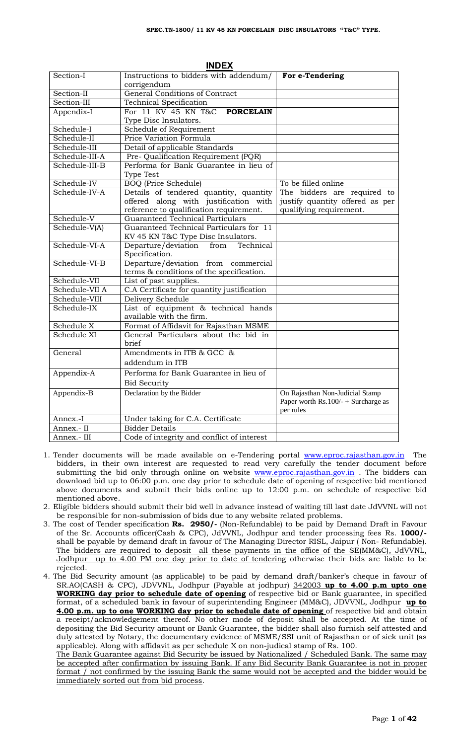# INDEX

| | | |
|---|---|---|
| Section-I | Instructions to bidders with addendum/ corrigendum | **For e-Tendering** |
| Section-II | General Conditions of Contract | |
| Section-III | Technical Specification | |
| Appendix-I | For 11 KV 45 KN T&C **PORCELAIN** Type Disc Insulators. | |
| Schedule-I | Schedule of Requirement | |
| Schedule-II | Price Variation Formula | |
| Schedule-III | Detail of applicable Standards | |
| Schedule-III-A | Pre- Qualification Requirement (PQR) | |
| Schedule-III-B | Performa for Bank Guarantee in lieu of Type Test | |
| Schedule-IV | BOQ (Price Schedule) | To be filled online |
| Schedule-IV-A | Details of tendered quantity, quantity offered along with justification with reference to qualification requirement. | The bidders are required to justify quantity offered as per qualifying requirement. |
| Schedule-V | Guaranteed Technical Particulars | |
| Schedule-V(A) | Guaranteed Technical Particulars for 11 KV 45 KN T&C Type Disc Insulators. | |
| Schedule-VI-A | Departure/deviation from Technical Specification. | |
| Schedule-VI-B | Departure/deviation from commercial terms & conditions of the specification. | |
| Schedule-VII | List of past supplies. | |
| Schedule-VII A | C.A Certificate for quantity justification | |
| Schedule-VIII | Delivery Schedule | |
| Schedule-IX | List of equipment & technical hands available with the firm. | |
| Schedule X | Format of Affidavit for Rajasthan MSME | |
| Schedule XI | General Particulars about the bid in brief | |
| General | Amendments in ITB & GCC & addendum in ITB | |
| Appendix-A | Performa for Bank Guarantee in lieu of Bid Security | |
| Appendix-B | Declaration by the Bidder | On Rajasthan Non-Judicial Stamp Paper worth Rs.100/- + Surcharge as per rules |
| Annex.-I | Under taking for C.A. Certificate | |
| Annex.- II | Bidder Details | |
| Annex.- III | Code of integrity and conflict of interest | |

1. Tender documents will be made available on e-Tendering portal www.eproc.rajasthan.gov.in The bidders, in their own interest are requested to read very carefully the tender document before submitting the bid only through online on website www.eproc.rajasthan.gov.in . The bidders can download bid up to 06:00 p.m. one day prior to schedule date of opening of respective bid mentioned above documents and submit their bids online up to 12:00 p.m. on schedule of respective bid mentioned above.
2. Eligible bidders should submit their bid well in advance instead of waiting till last date JdVVNL will not be responsible for non-submission of bids due to any website related problems.
3. The cost of Tender specification **Rs. 2950/-** (Non-Refundable) to be paid by Demand Draft in Favour of the Sr. Accounts officer(Cash & CPC), JdVVNL, Jodhpur and tender processing fees Rs. **1000/-** shall be payable by demand draft in favour of The Managing Director RISL, Jaipur ( Non- Refundable). <u>The bidders are required to deposit all these payments in the office of the SE(MM&C), JdVVNL, Jodhpur up to 4.00 PM one day prior to date of tendering</u> otherwise their bids are liable to be rejected.
4. The Bid Security amount (as applicable) to be paid by demand draft/banker's cheque in favour of SR.AO(CASH & CPC), JDVVNL, Jodhpur (Payable at jodhpur) <u>342003</u> **<u>up to 4.00 p.m upto one WORKING day prior to schedule date of opening</u>** of respective bid or Bank guarantee, in specified format, of a scheduled bank in favour of superintending Engineer (MM&C), JDVVNL, Jodhpur **<u>up to 4.00 p.m. up to one WORKING day prior to schedule date of opening</u>** of respective bid and obtain a receipt/acknowledgement thereof. No other mode of deposit shall be accepted. At the time of depositing the Bid Security amount or Bank Guarantee, the bidder shall also furnish self attested and duly attested by Notary, the documentary evidence of MSME/SSI unit of Rajasthan or of sick unit (as applicable). Along with affidavit as per schedule X on non-judical stamp of Rs. 100.

   <u>The Bank Guarantee against Bid Security be issued by Nationalized / Scheduled Bank. The same may be accepted after confirmation by issuing Bank. If any Bid Security Bank Guarantee is not in proper format / not confirmed by the issuing Bank the same would not be accepted and the bidder would be immediately sorted out from bid process</u>.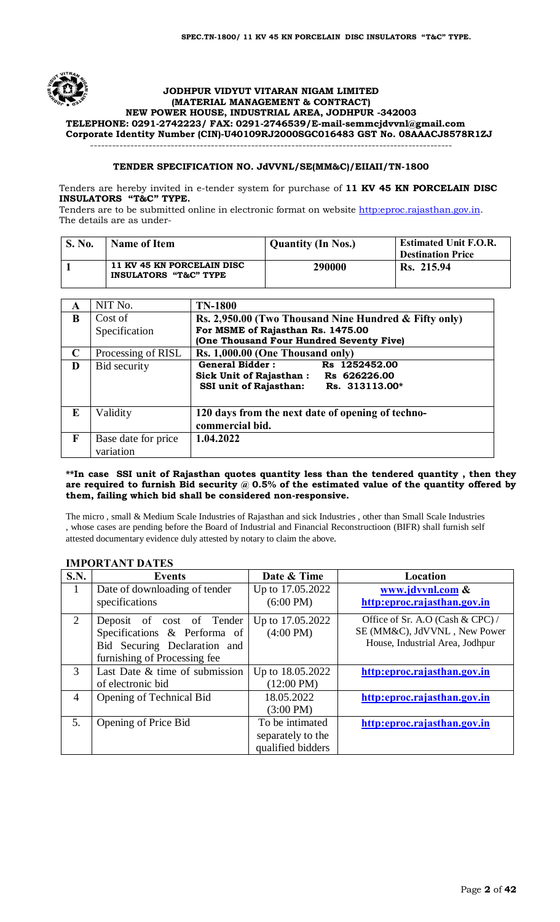**JODHPUR VIDYUT VITARAN NIGAM LIMITED**
**(MATERIAL MANAGEMENT & CONTRACT)**
**NEW POWER HOUSE, INDUSTRIAL AREA, JODHPUR -342003**
**TELEPHONE: 0291-2742223/ FAX: 0291-2746539/E-mail-semmcjdvvnl@gmail.com**
**Corporate Identity Number (CIN)-U40109RJ2000SGC016483 GST No. 08AAACJ8578R1ZJ**

---

**TENDER SPECIFICATION NO. JdVVNL/SE(MM&C)/EIIAII/TN-1800**

Tenders are hereby invited in e-tender system for purchase of **11 KV 45 KN PORCELAIN DISC INSULATORS "T&C" TYPE.**

Tenders are to be submitted online in electronic format on website http:eproc.rajasthan.gov.in. The details are as under-

| S. No. | Name of Item | Quantity (In Nos.) | Estimated Unit F.O.R. Destination Price |
|---|---|---|---|
| 1 | **11 KV 45 KN PORCELAIN DISC INSULATORS "T&C" TYPE** | **290000** | **Rs. 215.94** |

| | | |
|---|---|---|
| **A** | NIT No. | **TN-1800** |
| **B** | Cost of Specification | **Rs. 2,950.00 (Two Thousand Nine Hundred & Fifty only)** **For MSME of Rajasthan Rs. 1475.00** **(One Thousand Four Hundred Seventy Five)** |
| **C** | Processing of RISL | **Rs. 1,000.00 (One Thousand only)** |
| **D** | Bid security | **General Bidder : Rs 1252452.00** **Sick Unit of Rajasthan : Rs 626226.00** **SSI unit of Rajasthan: Rs. 313113.00\*** |
| **E** | Validity | **120 days from the next date of opening of techno-commercial bid.** |
| **F** | Base date for price variation | **1.04.2022** |

**\*\*In case SSI unit of Rajasthan quotes quantity less than the tendered quantity , then they are required to furnish Bid security @ 0.5% of the estimated value of the quantity offered by them, failing which bid shall be considered non-responsive.**

The micro , small & Medium Scale Industries of Rajasthan and sick Industries , other than Small Scale Industries , whose cases are pending before the Board of Industrial and Financial Reconstructioon (BIFR) shall furnish self attested documentary evidence duly attested by notary to claim the above.

## IMPORTANT DATES

| S.N. | Events | Date & Time | Location |
|---|---|---|---|
| 1 | Date of downloading of tender specifications | Up to 17.05.2022 (6:00 PM) | **www.jdvvnl.com & http:eproc.rajasthan.gov.in** |
| 2 | Deposit of cost of Tender Specifications & Performa of Bid Securing Declaration and furnishing of Processing fee | Up to 17.05.2022 (4:00 PM) | Office of Sr. A.O (Cash & CPC) / SE (MM&C), JdVVNL , New Power House, Industrial Area, Jodhpur |
| 3 | Last Date & time of submission of electronic bid | Up to 18.05.2022 (12:00 PM) | **http:eproc.rajasthan.gov.in** |
| 4 | Opening of Technical Bid | 18.05.2022 (3:00 PM) | **http:eproc.rajasthan.gov.in** |
| 5. | Opening of Price Bid | To be intimated separately to the qualified bidders | **http:eproc.rajasthan.gov.in** |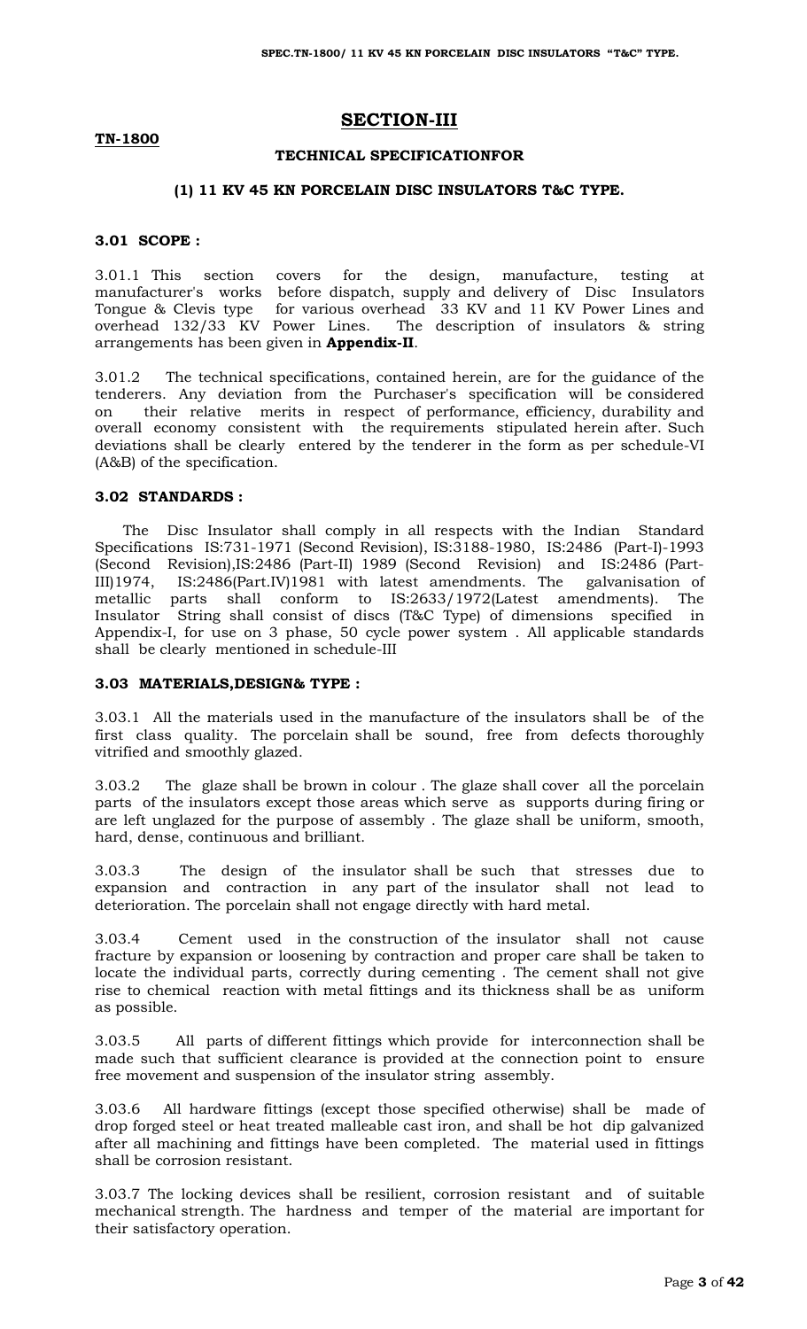# SECTION-III

**TN-1800**

## TECHNICAL SPECIFICATIONFOR

### (1) 11 KV 45 KN PORCELAIN DISC INSULATORS T&C TYPE.

### 3.01 SCOPE :

3.01.1 This section covers for the design, manufacture, testing at manufacturer's works before dispatch, supply and delivery of Disc Insulators Tongue & Clevis type for various overhead 33 KV and 11 KV Power Lines and overhead 132/33 KV Power Lines. The description of insulators & string arrangements has been given in **Appendix-II**.

3.01.2 The technical specifications, contained herein, are for the guidance of the tenderers. Any deviation from the Purchaser's specification will be considered on their relative merits in respect of performance, efficiency, durability and overall economy consistent with the requirements stipulated herein after. Such deviations shall be clearly entered by the tenderer in the form as per schedule-VI (A&B) of the specification.

### 3.02 STANDARDS :

The Disc Insulator shall comply in all respects with the Indian Standard Specifications IS:731-1971 (Second Revision), IS:3188-1980, IS:2486 (Part-I)-1993 (Second Revision),IS:2486 (Part-II) 1989 (Second Revision) and IS:2486 (Part-III)1974, IS:2486(Part.IV)1981 with latest amendments. The galvanisation of metallic parts shall conform to IS:2633/1972(Latest amendments). The Insulator String shall consist of discs (T&C Type) of dimensions specified in Appendix-I, for use on 3 phase, 50 cycle power system . All applicable standards shall be clearly mentioned in schedule-III

### 3.03 MATERIALS,DESIGN& TYPE :

3.03.1 All the materials used in the manufacture of the insulators shall be of the first class quality. The porcelain shall be sound, free from defects thoroughly vitrified and smoothly glazed.

3.03.2 The glaze shall be brown in colour . The glaze shall cover all the porcelain parts of the insulators except those areas which serve as supports during firing or are left unglazed for the purpose of assembly . The glaze shall be uniform, smooth, hard, dense, continuous and brilliant.

3.03.3 The design of the insulator shall be such that stresses due to expansion and contraction in any part of the insulator shall not lead to deterioration. The porcelain shall not engage directly with hard metal.

3.03.4 Cement used in the construction of the insulator shall not cause fracture by expansion or loosening by contraction and proper care shall be taken to locate the individual parts, correctly during cementing . The cement shall not give rise to chemical reaction with metal fittings and its thickness shall be as uniform as possible.

3.03.5 All parts of different fittings which provide for interconnection shall be made such that sufficient clearance is provided at the connection point to ensure free movement and suspension of the insulator string assembly.

3.03.6 All hardware fittings (except those specified otherwise) shall be made of drop forged steel or heat treated malleable cast iron, and shall be hot dip galvanized after all machining and fittings have been completed. The material used in fittings shall be corrosion resistant.

3.03.7 The locking devices shall be resilient, corrosion resistant and of suitable mechanical strength. The hardness and temper of the material are important for their satisfactory operation.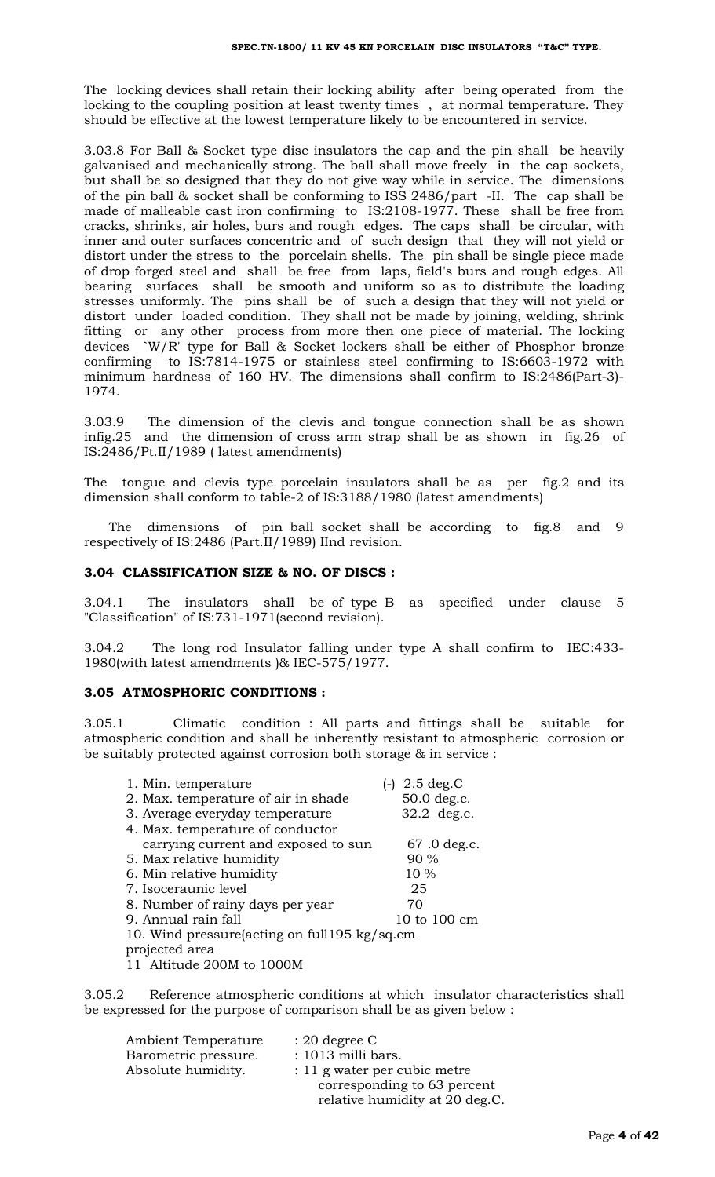The locking devices shall retain their locking ability after being operated from the locking to the coupling position at least twenty times , at normal temperature. They should be effective at the lowest temperature likely to be encountered in service.

3.03.8 For Ball & Socket type disc insulators the cap and the pin shall be heavily galvanised and mechanically strong. The ball shall move freely in the cap sockets, but shall be so designed that they do not give way while in service. The dimensions of the pin ball & socket shall be conforming to ISS 2486/part -II. The cap shall be made of malleable cast iron confirming to IS:2108-1977. These shall be free from cracks, shrinks, air holes, burs and rough edges. The caps shall be circular, with inner and outer surfaces concentric and of such design that they will not yield or distort under the stress to the porcelain shells. The pin shall be single piece made of drop forged steel and shall be free from laps, field's burs and rough edges. All bearing surfaces shall be smooth and uniform so as to distribute the loading stresses uniformly. The pins shall be of such a design that they will not yield or distort under loaded condition. They shall not be made by joining, welding, shrink fitting or any other process from more then one piece of material. The locking devices `W/R' type for Ball & Socket lockers shall be either of Phosphor bronze confirming to IS:7814-1975 or stainless steel confirming to IS:6603-1972 with minimum hardness of 160 HV. The dimensions shall confirm to IS:2486(Part-3)-1974.

3.03.9 The dimension of the clevis and tongue connection shall be as shown infig.25 and the dimension of cross arm strap shall be as shown in fig.26 of IS:2486/Pt.II/1989 ( latest amendments)

The tongue and clevis type porcelain insulators shall be as per fig.2 and its dimension shall conform to table-2 of IS:3188/1980 (latest amendments)

The dimensions of pin ball socket shall be according to fig.8 and 9 respectively of IS:2486 (Part.II/1989) IInd revision.

### 3.04 CLASSIFICATION SIZE & NO. OF DISCS :

3.04.1 The insulators shall be of type B as specified under clause 5 "Classification" of IS:731-1971(second revision).

3.04.2 The long rod Insulator falling under type A shall confirm to IEC:433-1980(with latest amendments )& IEC-575/1977.

### 3.05 ATMOSPHORIC CONDITIONS :

3.05.1 Climatic condition : All parts and fittings shall be suitable for atmospheric condition and shall be inherently resistant to atmospheric corrosion or be suitably protected against corrosion both storage & in service :

| | |
|---|---|
| 1. Min. temperature | (-) 2.5 deg.C |
| 2. Max. temperature of air in shade | 50.0 deg.c. |
| 3. Average everyday temperature | 32.2 deg.c. |
| 4. Max. temperature of conductor carrying current and exposed to sun | 67 .0 deg.c. |
| 5. Max relative humidity | 90 % |
| 6. Min relative humidity | 10 % |
| 7. Isoceraunic level | 25 |
| 8. Number of rainy days per year | 70 |
| 9. Annual rain fall | 10 to 100 cm |
| 10. Wind pressure(acting on full195 kg/sq.cm projected area | |
| 11 Altitude 200M to 1000M | |

3.05.2 Reference atmospheric conditions at which insulator characteristics shall be expressed for the purpose of comparison shall be as given below :

| | |
|---|---|
| Ambient Temperature | : 20 degree C |
| Barometric pressure. | : 1013 milli bars. |
| Absolute humidity. | : 11 g water per cubic metre corresponding to 63 percent relative humidity at 20 deg.C. |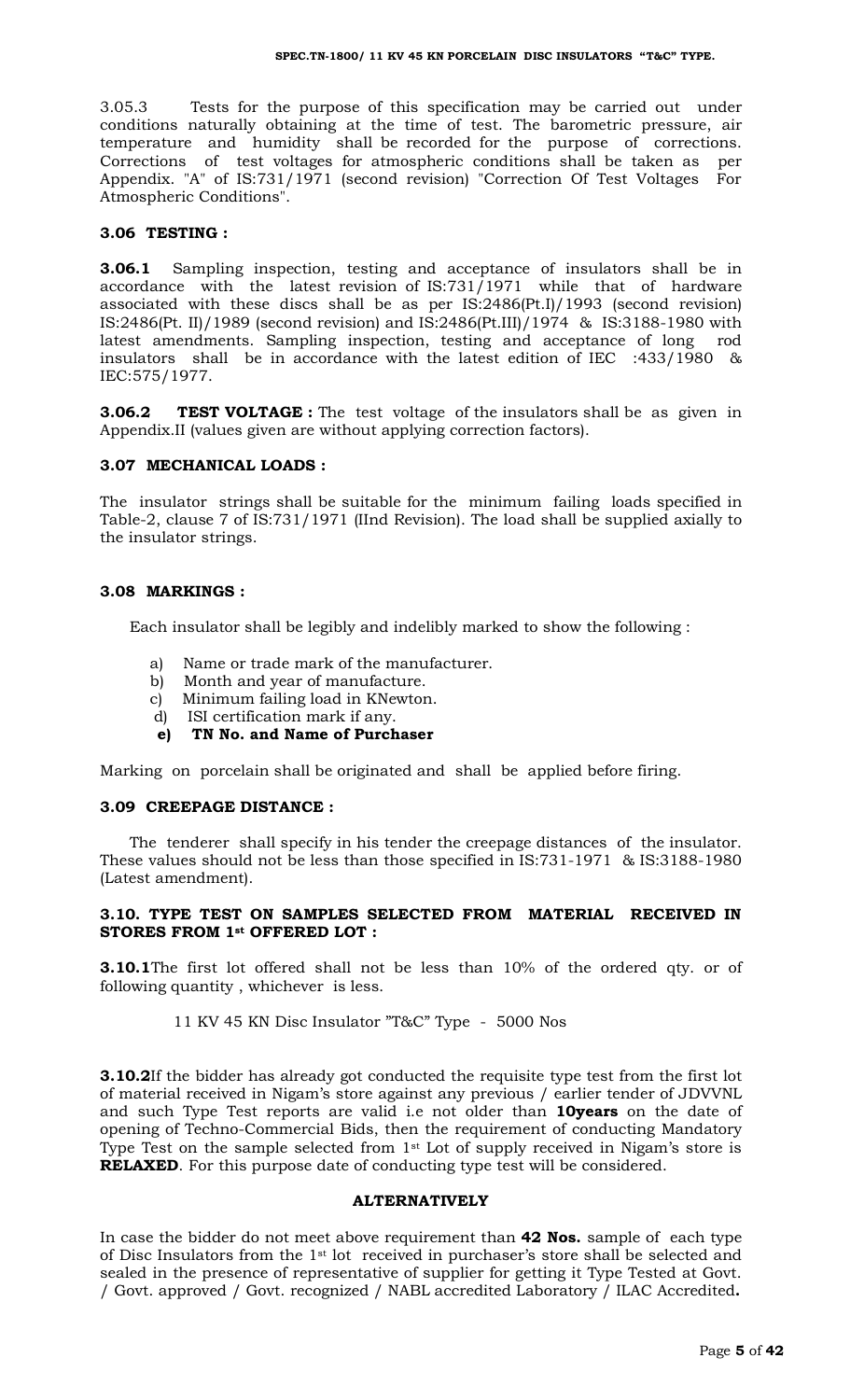3.05.3 Tests for the purpose of this specification may be carried out under conditions naturally obtaining at the time of test. The barometric pressure, air temperature and humidity shall be recorded for the purpose of corrections. Corrections of test voltages for atmospheric conditions shall be taken as per Appendix. "A" of IS:731/1971 (second revision) "Correction Of Test Voltages For Atmospheric Conditions".

### 3.06 TESTING :

**3.06.1** Sampling inspection, testing and acceptance of insulators shall be in accordance with the latest revision of IS:731/1971 while that of hardware associated with these discs shall be as per IS:2486(Pt.I)/1993 (second revision) IS:2486(Pt. II)/1989 (second revision) and IS:2486(Pt.III)/1974 & IS:3188-1980 with latest amendments. Sampling inspection, testing and acceptance of long rod insulators shall be in accordance with the latest edition of IEC :433/1980 & IEC:575/1977.

**3.06.2 TEST VOLTAGE :** The test voltage of the insulators shall be as given in Appendix.II (values given are without applying correction factors).

### 3.07 MECHANICAL LOADS :

The insulator strings shall be suitable for the minimum failing loads specified in Table-2, clause 7 of IS:731/1971 (IInd Revision). The load shall be supplied axially to the insulator strings.

### 3.08 MARKINGS :

Each insulator shall be legibly and indelibly marked to show the following :

a) Name or trade mark of the manufacturer.
b) Month and year of manufacture.
c) Minimum failing load in KNewton.
d) ISI certification mark if any.
**e) TN No. and Name of Purchaser**

Marking on porcelain shall be originated and shall be applied before firing.

### 3.09 CREEPAGE DISTANCE :

The tenderer shall specify in his tender the creepage distances of the insulator. These values should not be less than those specified in IS:731-1971 & IS:3188-1980 (Latest amendment).

### 3.10. TYPE TEST ON SAMPLES SELECTED FROM MATERIAL RECEIVED IN STORES FROM 1st OFFERED LOT :

**3.10.1**The first lot offered shall not be less than 10% of the ordered qty. or of following quantity , whichever is less.

11 KV 45 KN Disc Insulator "T&C" Type - 5000 Nos

**3.10.2**If the bidder has already got conducted the requisite type test from the first lot of material received in Nigam's store against any previous / earlier tender of JDVVNL and such Type Test reports are valid i.e not older than **10years** on the date of opening of Techno-Commercial Bids, then the requirement of conducting Mandatory Type Test on the sample selected from 1st Lot of supply received in Nigam's store is **RELAXED**. For this purpose date of conducting type test will be considered.

**ALTERNATIVELY**

In case the bidder do not meet above requirement than **42 Nos.** sample of each type of Disc Insulators from the 1st lot received in purchaser's store shall be selected and sealed in the presence of representative of supplier for getting it Type Tested at Govt. / Govt. approved / Govt. recognized / NABL accredited Laboratory / ILAC Accredited**.**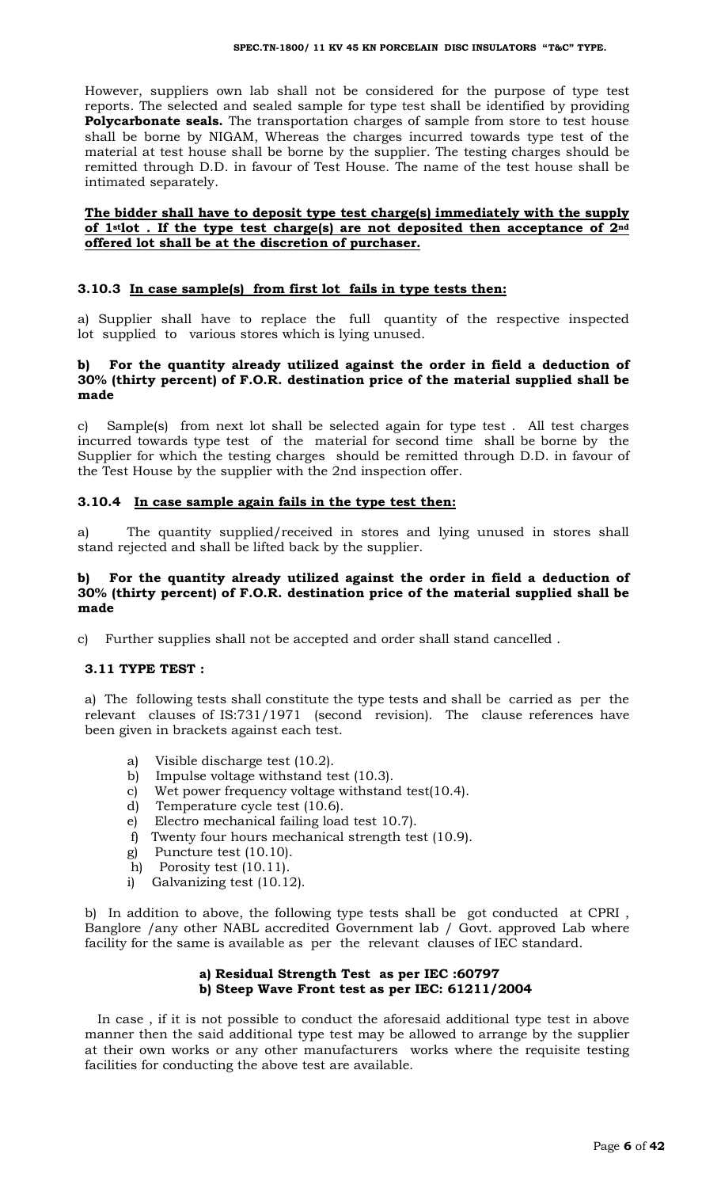However, suppliers own lab shall not be considered for the purpose of type test reports. The selected and sealed sample for type test shall be identified by providing **Polycarbonate seals.** The transportation charges of sample from store to test house shall be borne by NIGAM, Whereas the charges incurred towards type test of the material at test house shall be borne by the supplier. The testing charges should be remitted through D.D. in favour of Test House. The name of the test house shall be intimated separately.

**The bidder shall have to deposit type test charge(s) immediately with the supply of 1st lot . If the type test charge(s) are not deposited then acceptance of 2nd offered lot shall be at the discretion of purchaser.**

### 3.10.3 In case sample(s) from first lot fails in type tests then:

a) Supplier shall have to replace the full quantity of the respective inspected lot supplied to various stores which is lying unused.

**b) For the quantity already utilized against the order in field a deduction of 30% (thirty percent) of F.O.R. destination price of the material supplied shall be made**

c) Sample(s) from next lot shall be selected again for type test . All test charges incurred towards type test of the material for second time shall be borne by the Supplier for which the testing charges should be remitted through D.D. in favour of the Test House by the supplier with the 2nd inspection offer.

### 3.10.4 In case sample again fails in the type test then:

a) The quantity supplied/received in stores and lying unused in stores shall stand rejected and shall be lifted back by the supplier.

**b) For the quantity already utilized against the order in field a deduction of 30% (thirty percent) of F.O.R. destination price of the material supplied shall be made**

c) Further supplies shall not be accepted and order shall stand cancelled .

### 3.11 TYPE TEST :

a) The following tests shall constitute the type tests and shall be carried as per the relevant clauses of IS:731/1971 (second revision). The clause references have been given in brackets against each test.

a) Visible discharge test (10.2).
b) Impulse voltage withstand test (10.3).
c) Wet power frequency voltage withstand test(10.4).
d) Temperature cycle test (10.6).
e) Electro mechanical failing load test 10.7).
f) Twenty four hours mechanical strength test (10.9).
g) Puncture test (10.10).
h) Porosity test (10.11).
i) Galvanizing test (10.12).

b) In addition to above, the following type tests shall be got conducted at CPRI , Banglore /any other NABL accredited Government lab / Govt. approved Lab where facility for the same is available as per the relevant clauses of IEC standard.

**a) Residual Strength Test as per IEC :60797**
**b) Steep Wave Front test as per IEC: 61211/2004**

In case , if it is not possible to conduct the aforesaid additional type test in above manner then the said additional type test may be allowed to arrange by the supplier at their own works or any other manufacturers works where the requisite testing facilities for conducting the above test are available.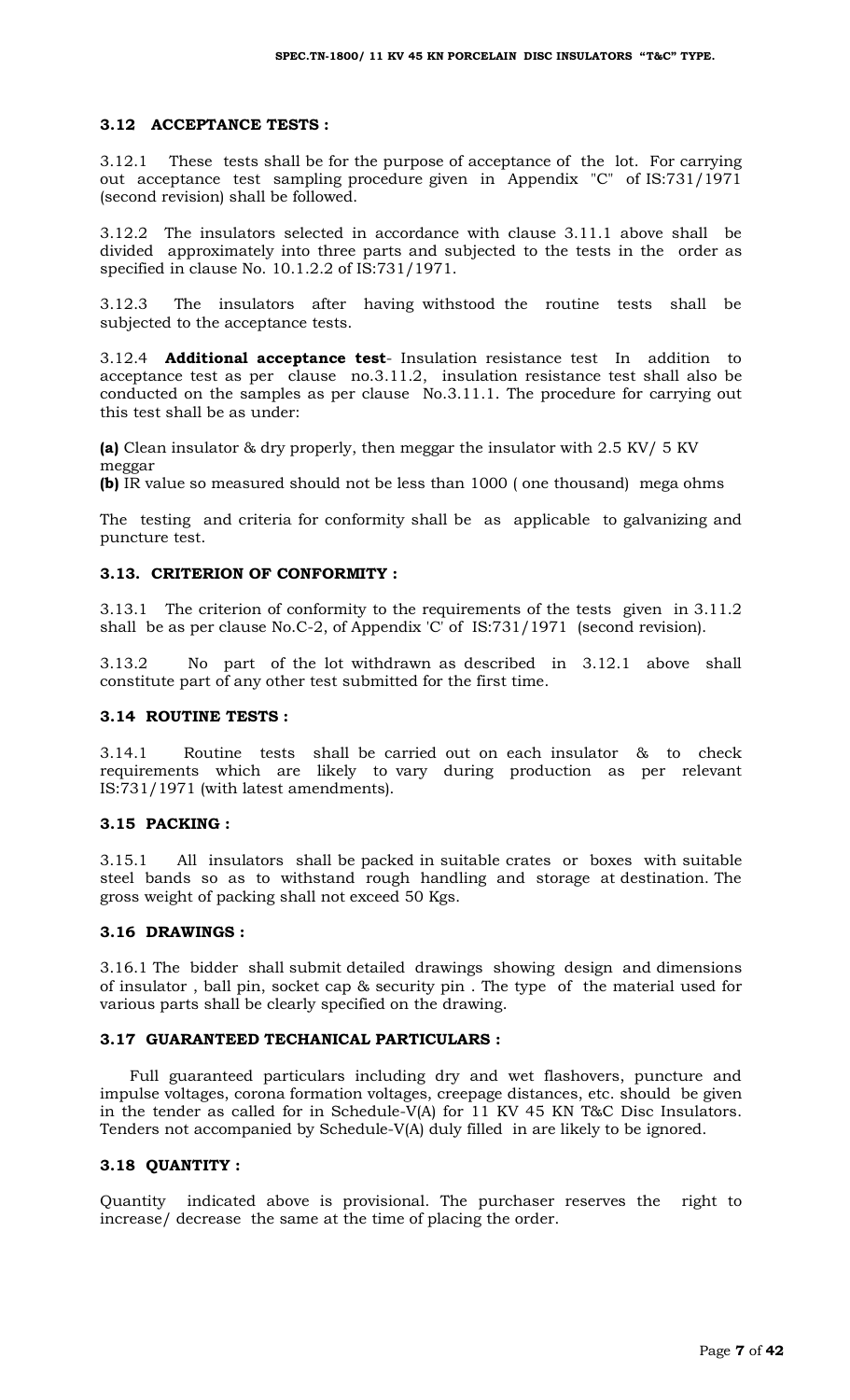### 3.12 ACCEPTANCE TESTS :

3.12.1 These tests shall be for the purpose of acceptance of the lot. For carrying out acceptance test sampling procedure given in Appendix "C" of IS:731/1971 (second revision) shall be followed.

3.12.2 The insulators selected in accordance with clause 3.11.1 above shall be divided approximately into three parts and subjected to the tests in the order as specified in clause No. 10.1.2.2 of IS:731/1971.

3.12.3 The insulators after having withstood the routine tests shall be subjected to the acceptance tests.

3.12.4 **Additional acceptance test**- Insulation resistance test In addition to acceptance test as per clause no.3.11.2, insulation resistance test shall also be conducted on the samples as per clause No.3.11.1. The procedure for carrying out this test shall be as under:

**(a)** Clean insulator & dry properly, then meggar the insulator with 2.5 KV/ 5 KV meggar

**(b)** IR value so measured should not be less than 1000 ( one thousand) mega ohms

The testing and criteria for conformity shall be as applicable to galvanizing and puncture test.

### 3.13. CRITERION OF CONFORMITY :

3.13.1 The criterion of conformity to the requirements of the tests given in 3.11.2 shall be as per clause No.C-2, of Appendix 'C' of IS:731/1971 (second revision).

3.13.2 No part of the lot withdrawn as described in 3.12.1 above shall constitute part of any other test submitted for the first time.

### 3.14 ROUTINE TESTS :

3.14.1 Routine tests shall be carried out on each insulator & to check requirements which are likely to vary during production as per relevant IS:731/1971 (with latest amendments).

### 3.15 PACKING :

3.15.1 All insulators shall be packed in suitable crates or boxes with suitable steel bands so as to withstand rough handling and storage at destination. The gross weight of packing shall not exceed 50 Kgs.

### 3.16 DRAWINGS :

3.16.1 The bidder shall submit detailed drawings showing design and dimensions of insulator , ball pin, socket cap & security pin . The type of the material used for various parts shall be clearly specified on the drawing.

### 3.17 GUARANTEED TECHANICAL PARTICULARS :

Full guaranteed particulars including dry and wet flashovers, puncture and impulse voltages, corona formation voltages, creepage distances, etc. should be given in the tender as called for in Schedule-V(A) for 11 KV 45 KN T&C Disc Insulators. Tenders not accompanied by Schedule-V(A) duly filled in are likely to be ignored.

### 3.18 QUANTITY :

Quantity indicated above is provisional. The purchaser reserves the right to increase/ decrease the same at the time of placing the order.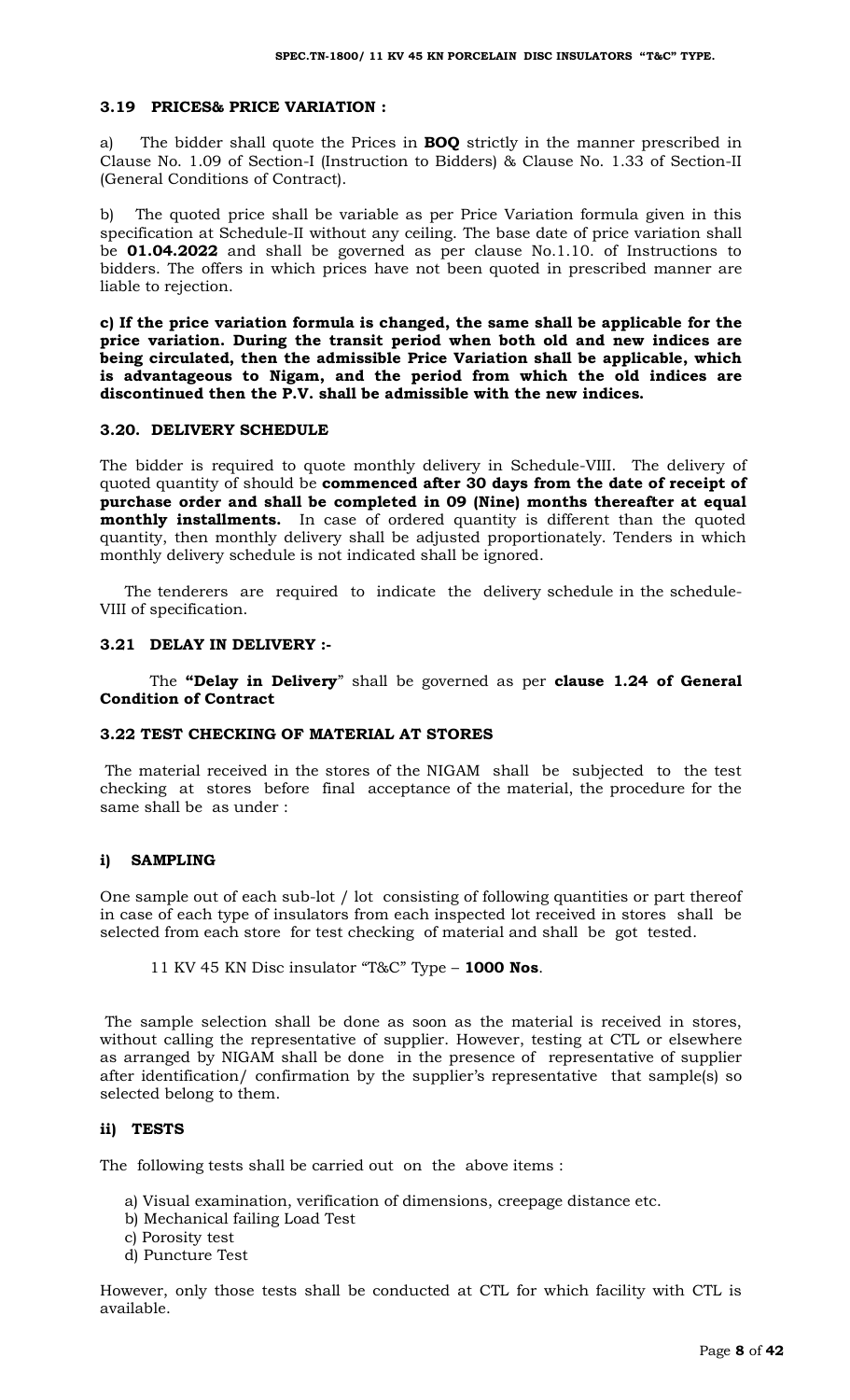### 3.19 PRICES& PRICE VARIATION :

a) The bidder shall quote the Prices in **BOQ** strictly in the manner prescribed in Clause No. 1.09 of Section-I (Instruction to Bidders) & Clause No. 1.33 of Section-II (General Conditions of Contract).

b) The quoted price shall be variable as per Price Variation formula given in this specification at Schedule-II without any ceiling. The base date of price variation shall be **01.04.2022** and shall be governed as per clause No.1.10. of Instructions to bidders. The offers in which prices have not been quoted in prescribed manner are liable to rejection.

**c) If the price variation formula is changed, the same shall be applicable for the price variation. During the transit period when both old and new indices are being circulated, then the admissible Price Variation shall be applicable, which is advantageous to Nigam, and the period from which the old indices are discontinued then the P.V. shall be admissible with the new indices.**

### 3.20. DELIVERY SCHEDULE

The bidder is required to quote monthly delivery in Schedule-VIII. The delivery of quoted quantity of should be **commenced after 30 days from the date of receipt of purchase order and shall be completed in 09 (Nine) months thereafter at equal monthly installments.** In case of ordered quantity is different than the quoted quantity, then monthly delivery shall be adjusted proportionately. Tenders in which monthly delivery schedule is not indicated shall be ignored.

The tenderers are required to indicate the delivery schedule in the schedule-VIII of specification.

### 3.21 DELAY IN DELIVERY :-

The **"Delay in Delivery"** shall be governed as per **clause 1.24 of General Condition of Contract**

### 3.22 TEST CHECKING OF MATERIAL AT STORES

The material received in the stores of the NIGAM shall be subjected to the test checking at stores before final acceptance of the material, the procedure for the same shall be as under :

#### i) SAMPLING

One sample out of each sub-lot / lot consisting of following quantities or part thereof in case of each type of insulators from each inspected lot received in stores shall be selected from each store for test checking of material and shall be got tested.

11 KV 45 KN Disc insulator "T&C" Type – **1000 Nos**.

The sample selection shall be done as soon as the material is received in stores, without calling the representative of supplier. However, testing at CTL or elsewhere as arranged by NIGAM shall be done in the presence of representative of supplier after identification/ confirmation by the supplier's representative that sample(s) so selected belong to them.

#### ii) TESTS

The following tests shall be carried out on the above items :

a) Visual examination, verification of dimensions, creepage distance etc.
b) Mechanical failing Load Test
c) Porosity test
d) Puncture Test

However, only those tests shall be conducted at CTL for which facility with CTL is available.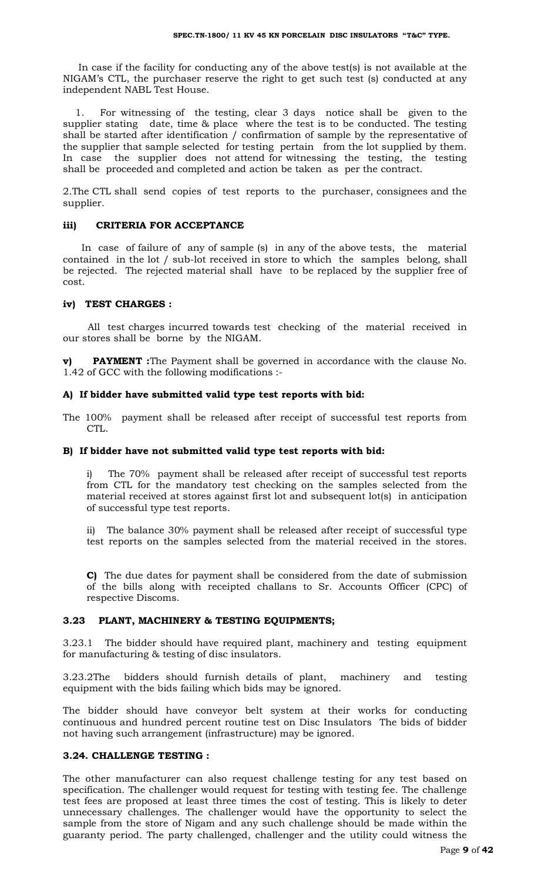In case if the facility for conducting any of the above test(s) is not available at the NIGAM's CTL, the purchaser reserve the right to get such test (s) conducted at any independent NABL Test House.

1. For witnessing of the testing, clear 3 days notice shall be given to the supplier stating date, time & place where the test is to be conducted. The testing shall be started after identification / confirmation of sample by the representative of the supplier that sample selected for testing pertain from the lot supplied by them. In case the supplier does not attend for witnessing the testing, the testing shall be proceeded and completed and action be taken as per the contract.

2.The CTL shall send copies of test reports to the purchaser, consignees and the supplier.

### iii) CRITERIA FOR ACCEPTANCE

In case of failure of any of sample (s) in any of the above tests, the material contained in the lot / sub-lot received in store to which the samples belong, shall be rejected. The rejected material shall have to be replaced by the supplier free of cost.

### iv) TEST CHARGES :

All test charges incurred towards test checking of the material received in our stores shall be borne by the NIGAM.

**v) PAYMENT :**The Payment shall be governed in accordance with the clause No. 1.42 of GCC with the following modifications :-

**A) If bidder have submitted valid type test reports with bid:**

The 100% payment shall be released after receipt of successful test reports from CTL.

**B) If bidder have not submitted valid type test reports with bid:**

i) The 70% payment shall be released after receipt of successful test reports from CTL for the mandatory test checking on the samples selected from the material received at stores against first lot and subsequent lot(s) in anticipation of successful type test reports.

ii) The balance 30% payment shall be released after receipt of successful type test reports on the samples selected from the material received in the stores.

**C)** The due dates for payment shall be considered from the date of submission of the bills along with receipted challans to Sr. Accounts Officer (CPC) of respective Discoms.

### 3.23 PLANT, MACHINERY & TESTING EQUIPMENTS;

3.23.1 The bidder should have required plant, machinery and testing equipment for manufacturing & testing of disc insulators.

3.23.2The bidders should furnish details of plant, machinery and testing equipment with the bids failing which bids may be ignored.

The bidder should have conveyor belt system at their works for conducting continuous and hundred percent routine test on Disc Insulators The bids of bidder not having such arrangement (infrastructure) may be ignored.

### 3.24. CHALLENGE TESTING :

The other manufacturer can also request challenge testing for any test based on specification. The challenger would request for testing with testing fee. The challenge test fees are proposed at least three times the cost of testing. This is likely to deter unnecessary challenges. The challenger would have the opportunity to select the sample from the store of Nigam and any such challenge should be made within the guaranty period. The party challenged, challenger and the utility could witness the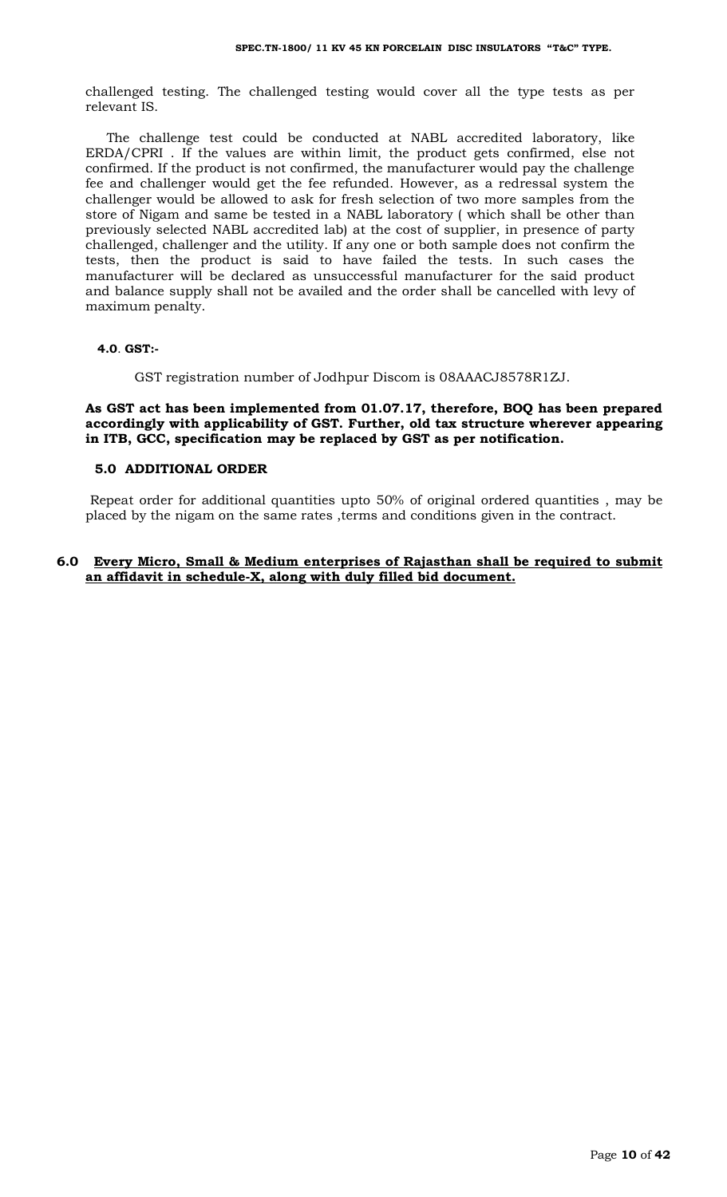challenged testing. The challenged testing would cover all the type tests as per relevant IS.

The challenge test could be conducted at NABL accredited laboratory, like ERDA/CPRI . If the values are within limit, the product gets confirmed, else not confirmed. If the product is not confirmed, the manufacturer would pay the challenge fee and challenger would get the fee refunded. However, as a redressal system the challenger would be allowed to ask for fresh selection of two more samples from the store of Nigam and same be tested in a NABL laboratory ( which shall be other than previously selected NABL accredited lab) at the cost of supplier, in presence of party challenged, challenger and the utility. If any one or both sample does not confirm the tests, then the product is said to have failed the tests. In such cases the manufacturer will be declared as unsuccessful manufacturer for the said product and balance supply shall not be availed and the order shall be cancelled with levy of maximum penalty.

**4.0**. **GST:-**

GST registration number of Jodhpur Discom is 08AAACJ8578R1ZJ.

**As GST act has been implemented from 01.07.17, therefore, BOQ has been prepared accordingly with applicability of GST. Further, old tax structure wherever appearing in ITB, GCC, specification may be replaced by GST as per notification.**

**5.0 ADDITIONAL ORDER**

Repeat order for additional quantities upto 50% of original ordered quantities , may be placed by the nigam on the same rates ,terms and conditions given in the contract.

**6.0 <u>Every Micro, Small & Medium enterprises of Rajasthan shall be required to submit an affidavit in schedule-X, along with duly filled bid document.</u>**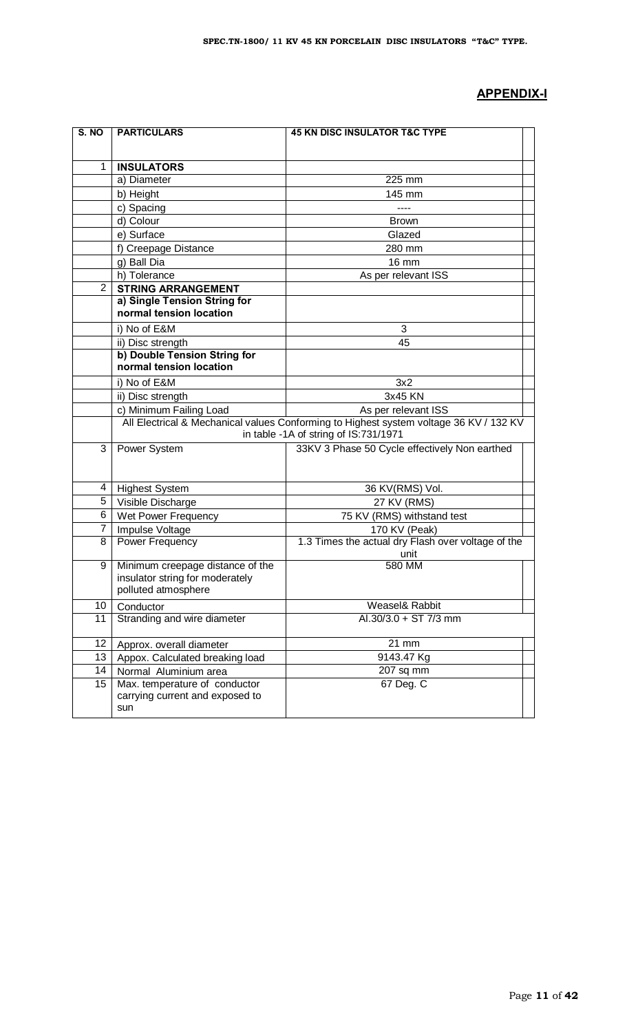## APPENDIX-I

| S. NO | PARTICULARS | 45 KN DISC INSULATOR T&C TYPE |
|---|---|---|
| 1 | **INSULATORS** | |
| | a) Diameter | 225 mm |
| | b) Height | 145 mm |
| | c) Spacing | ---- |
| | d) Colour | Brown |
| | e) Surface | Glazed |
| | f) Creepage Distance | 280 mm |
| | g) Ball Dia | 16 mm |
| | h) Tolerance | As per relevant ISS |
| 2 | **STRING ARRANGEMENT** | |
| | **a) Single Tension String for normal tension location** | |
| | i) No of E&M | 3 |
| | ii) Disc strength | 45 |
| | **b) Double Tension String for normal tension location** | |
| | i) No of E&M | 3x2 |
| | ii) Disc strength | 3x45 KN |
| | c) Minimum Failing Load | As per relevant ISS |
| | All Electrical & Mechanical values Conforming to Highest system voltage 36 KV / 132 KV in table -1A of string of IS:731/1971 | |
| 3 | Power System | 33KV 3 Phase 50 Cycle effectively Non earthed |
| 4 | Highest System | 36 KV(RMS) Vol. |
| 5 | Visible Discharge | 27 KV (RMS) |
| 6 | Wet Power Frequency | 75 KV (RMS) withstand test |
| 7 | Impulse Voltage | 170 KV (Peak) |
| 8 | Power Frequency | 1.3 Times the actual dry Flash over voltage of the unit |
| 9 | Minimum creepage distance of the insulator string for moderately polluted atmosphere | 580 MM |
| 10 | Conductor | Weasel& Rabbit |
| 11 | Stranding and wire diameter | Al.30/3.0 + ST 7/3 mm |
| 12 | Approx. overall diameter | 21 mm |
| 13 | Appox. Calculated breaking load | 9143.47 Kg |
| 14 | Normal Aluminium area | 207 sq mm |
| 15 | Max. temperature of conductor carrying current and exposed to sun | 67 Deg. C |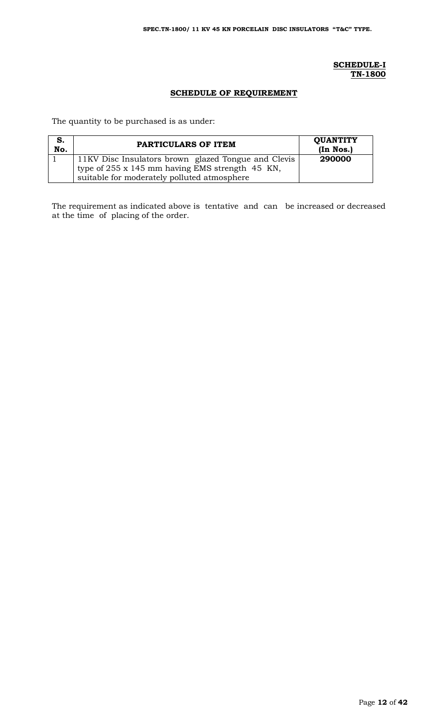**SCHEDULE-I**
**TN-1800**

## SCHEDULE OF REQUIREMENT

The quantity to be purchased is as under:

| S. No. | PARTICULARS OF ITEM | QUANTITY (In Nos.) |
|---|---|---|
| 1 | 11KV Disc Insulators brown glazed Tongue and Clevis type of 255 x 145 mm having EMS strength 45 KN, suitable for moderately polluted atmosphere | **290000** |

The requirement as indicated above is tentative and can be increased or decreased at the time of placing of the order.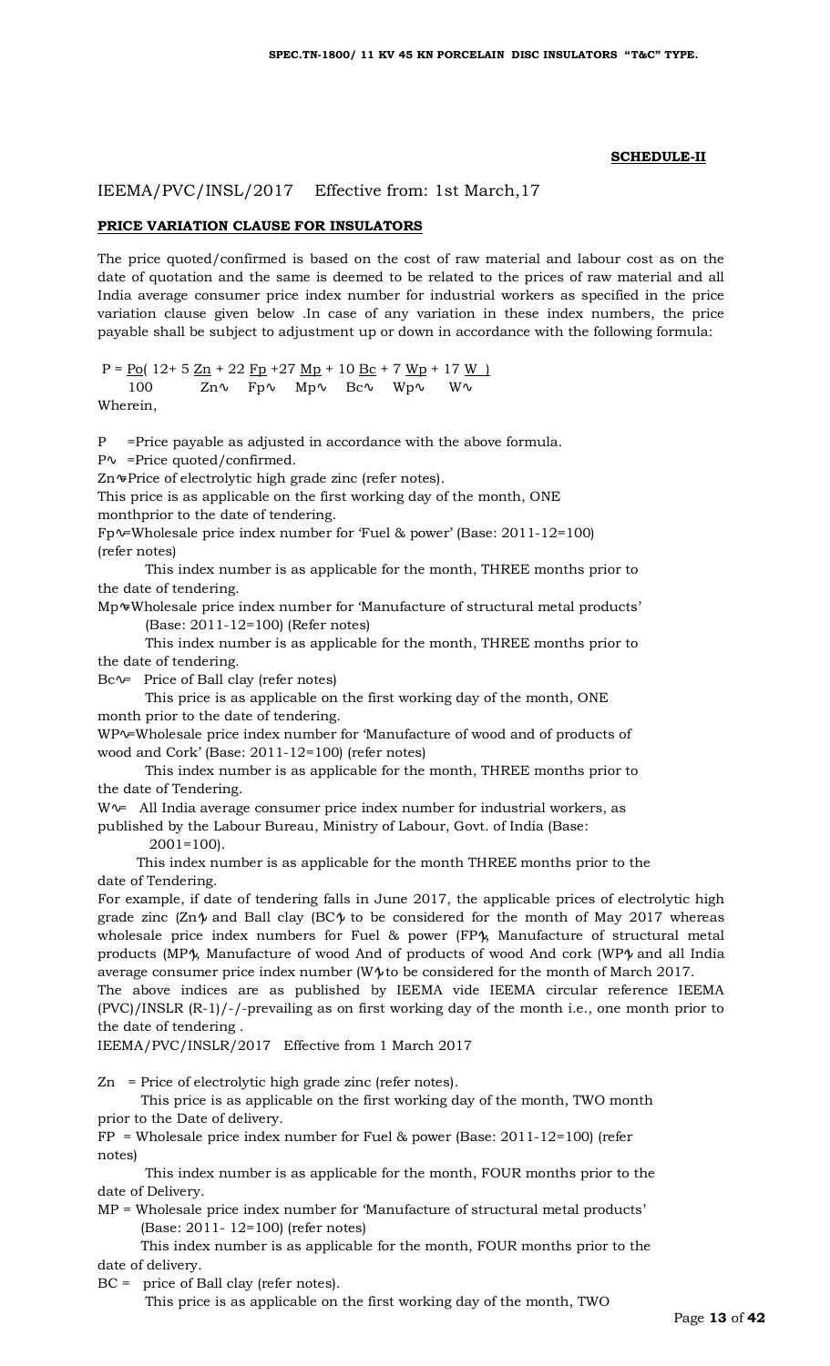**SCHEDULE-II**

IEEMA/PVC/INSL/2017 Effective from: 1st March,17

**PRICE VARIATION CLAUSE FOR INSULATORS**

The price quoted/confirmed is based on the cost of raw material and labour cost as on the date of quotation and the same is deemed to be related to the prices of raw material and all India average consumer price index number for industrial workers as specified in the price variation clause given below .In case of any variation in these index numbers, the price payable shall be subject to adjustment up or down in accordance with the following formula:

$$P = \frac{P_o}{100}\left(12 + 5\frac{Z_n}{Z_{n\circ}} + 22\frac{F_p}{F_{p\circ}} + 27\frac{M_p}{M_{p\circ}} + 10\frac{B_c}{B_{c\circ}} + 7\frac{W_p}{W_{p\circ}} + 17\frac{W}{W_\circ}\right)$$

Wherein,

P =Price payable as adjusted in accordance with the above formula.

P∿ =Price quoted/confirmed.

Zn∿=Price of electrolytic high grade zinc (refer notes).

This price is as applicable on the first working day of the month, ONE monthprior to the date of tendering.

Fp∿=Wholesale price index number for 'Fuel & power' (Base: 2011-12=100) (refer notes)

This index number is as applicable for the month, THREE months prior to the date of tendering.

Mp∿=Wholesale price index number for 'Manufacture of structural metal products' (Base: 2011-12=100) (Refer notes)

This index number is as applicable for the month, THREE months prior to the date of tendering.

Bc∿= Price of Ball clay (refer notes)

This price is as applicable on the first working day of the month, ONE month prior to the date of tendering.

WP∿=Wholesale price index number for 'Manufacture of wood and of products of wood and Cork' (Base: 2011-12=100) (refer notes)

This index number is as applicable for the month, THREE months prior to the date of Tendering.

W∿= All India average consumer price index number for industrial workers, as published by the Labour Bureau, Ministry of Labour, Govt. of India (Base: 2001=100).

This index number is as applicable for the month THREE months prior to the date of Tendering.

For example, if date of tendering falls in June 2017, the applicable prices of electrolytic high grade zinc (Zn∿) and Ball clay (BC∿) to be considered for the month of May 2017 whereas wholesale price index numbers for Fuel & power (FP∿), Manufacture of structural metal products (MP∿), Manufacture of wood And of products of wood And cork (WP∿) and all India average consumer price index number (W∿) to be considered for the month of March 2017.

The above indices are as published by IEEMA vide IEEMA circular reference IEEMA (PVC)/INSLR (R-1)/-/-prevailing as on first working day of the month i.e., one month prior to the date of tendering .

IEEMA/PVC/INSLR/2017 Effective from 1 March 2017

Zn = Price of electrolytic high grade zinc (refer notes).

This price is as applicable on the first working day of the month, TWO month prior to the Date of delivery.

FP = Wholesale price index number for Fuel & power (Base: 2011-12=100) (refer notes)

This index number is as applicable for the month, FOUR months prior to the date of Delivery.

MP = Wholesale price index number for 'Manufacture of structural metal products' (Base: 2011- 12=100) (refer notes)

This index number is as applicable for the month, FOUR months prior to the date of delivery.

BC = price of Ball clay (refer notes).

This price is as applicable on the first working day of the month, TWO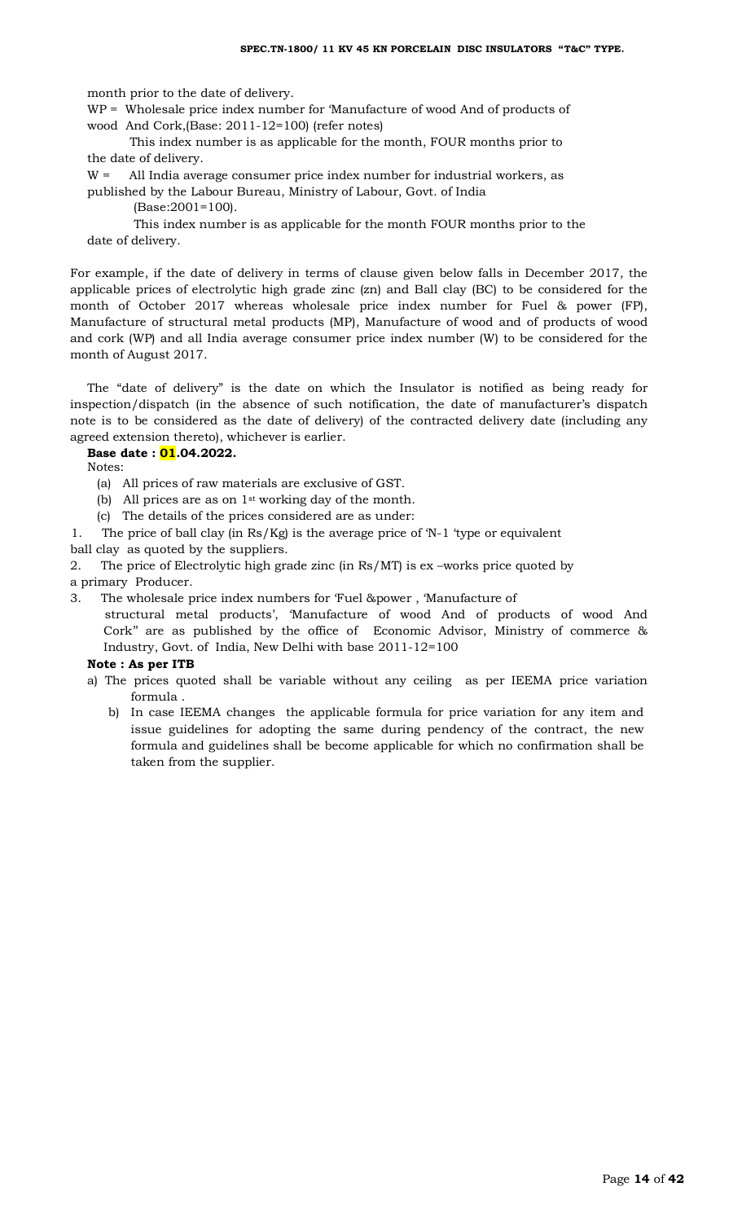month prior to the date of delivery.

WP = Wholesale price index number for 'Manufacture of wood And of products of wood And Cork,(Base: 2011-12=100) (refer notes)

This index number is as applicable for the month, FOUR months prior to the date of delivery.

W = All India average consumer price index number for industrial workers, as published by the Labour Bureau, Ministry of Labour, Govt. of India (Base:2001=100).

This index number is as applicable for the month FOUR months prior to the date of delivery.

For example, if the date of delivery in terms of clause given below falls in December 2017, the applicable prices of electrolytic high grade zinc (zn) and Ball clay (BC) to be considered for the month of October 2017 whereas wholesale price index number for Fuel & power (FP), Manufacture of structural metal products (MP), Manufacture of wood and of products of wood and cork (WP) and all India average consumer price index number (W) to be considered for the month of August 2017.

The "date of delivery" is the date on which the Insulator is notified as being ready for inspection/dispatch (in the absence of such notification, the date of manufacturer's dispatch note is to be considered as the date of delivery) of the contracted delivery date (including any agreed extension thereto), whichever is earlier.

**Base date : 01.04.2022.**

Notes:

(a) All prices of raw materials are exclusive of GST.

(b) All prices are as on 1st working day of the month.

(c) The details of the prices considered are as under:

1. The price of ball clay (in Rs/Kg) is the average price of 'N-1 'type or equivalent ball clay as quoted by the suppliers.
2. The price of Electrolytic high grade zinc (in Rs/MT) is ex –works price quoted by a primary Producer.
3. The wholesale price index numbers for 'Fuel &power , 'Manufacture of structural metal products', 'Manufacture of wood And of products of wood And Cork" are as published by the office of Economic Advisor, Ministry of commerce & Industry, Govt. of India, New Delhi with base 2011-12=100

**Note : As per ITB**

a) The prices quoted shall be variable without any ceiling as per IEEMA price variation formula .

b) In case IEEMA changes the applicable formula for price variation for any item and issue guidelines for adopting the same during pendency of the contract, the new formula and guidelines shall be become applicable for which no confirmation shall be taken from the supplier.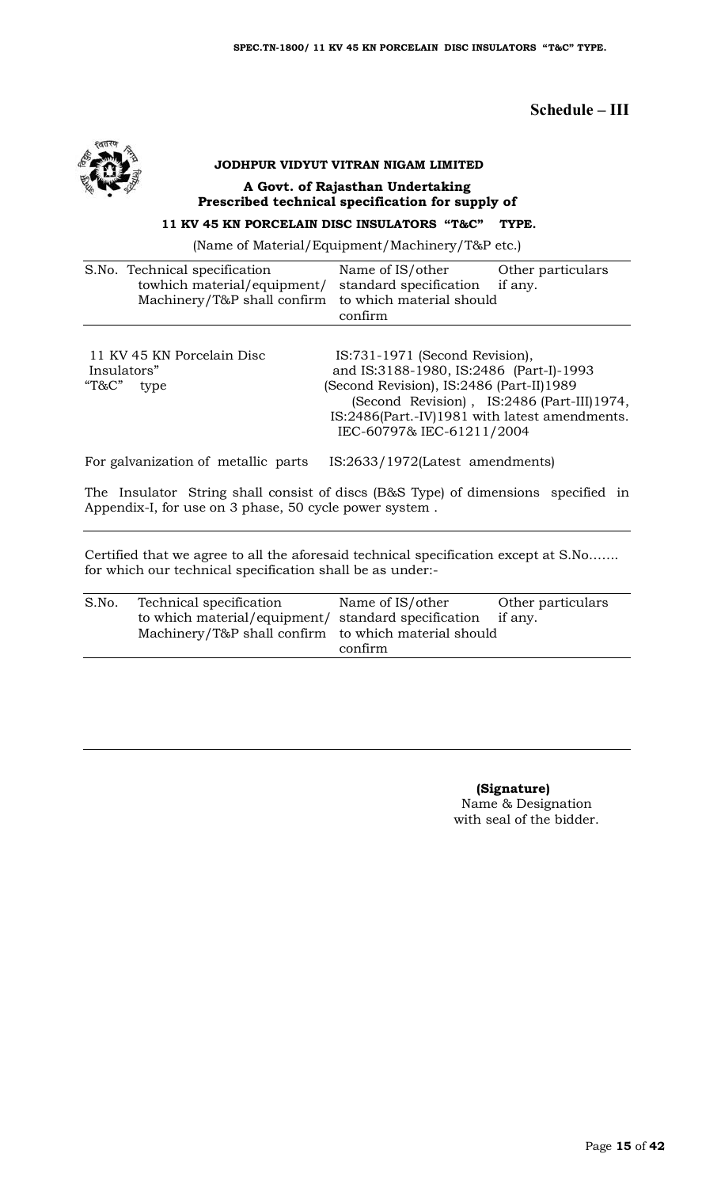**Schedule – III**

**JODHPUR VIDYUT VITRAN NIGAM LIMITED**

**A Govt. of Rajasthan Undertaking**
**Prescribed technical specification for supply of**

**11 KV 45 KN PORCELAIN DISC INSULATORS "T&C" TYPE.**

(Name of Material/Equipment/Machinery/T&P etc.)

| S.No. | Technical specification towhich material/equipment/ Machinery/T&P shall confirm | Name of IS/other standard specification to which material should confirm | Other particulars if any. |
|---|---|---|---|
| | 11 KV 45 KN Porcelain Disc Insulators" "T&C" type | IS:731-1971 (Second Revision), and IS:3188-1980, IS:2486 (Part-I)-1993 (Second Revision), IS:2486 (Part-II)1989 (Second Revision), IS:2486 (Part-III)1974, IS:2486(Part.-IV)1981 with latest amendments. IEC-60797& IEC-61211/2004 | |
| | For galvanization of metallic parts | IS:2633/1972(Latest amendments) | |

The Insulator String shall consist of discs (B&S Type) of dimensions specified in Appendix-I, for use on 3 phase, 50 cycle power system .

Certified that we agree to all the aforesaid technical specification except at S.No……. for which our technical specification shall be as under:-

| S.No. | Technical specification to which material/equipment/ Machinery/T&P shall confirm | Name of IS/other standard specification to which material should confirm | Other particulars if any. |
|---|---|---|---|
| | | | |

**(Signature)**
Name & Designation
with seal of the bidder.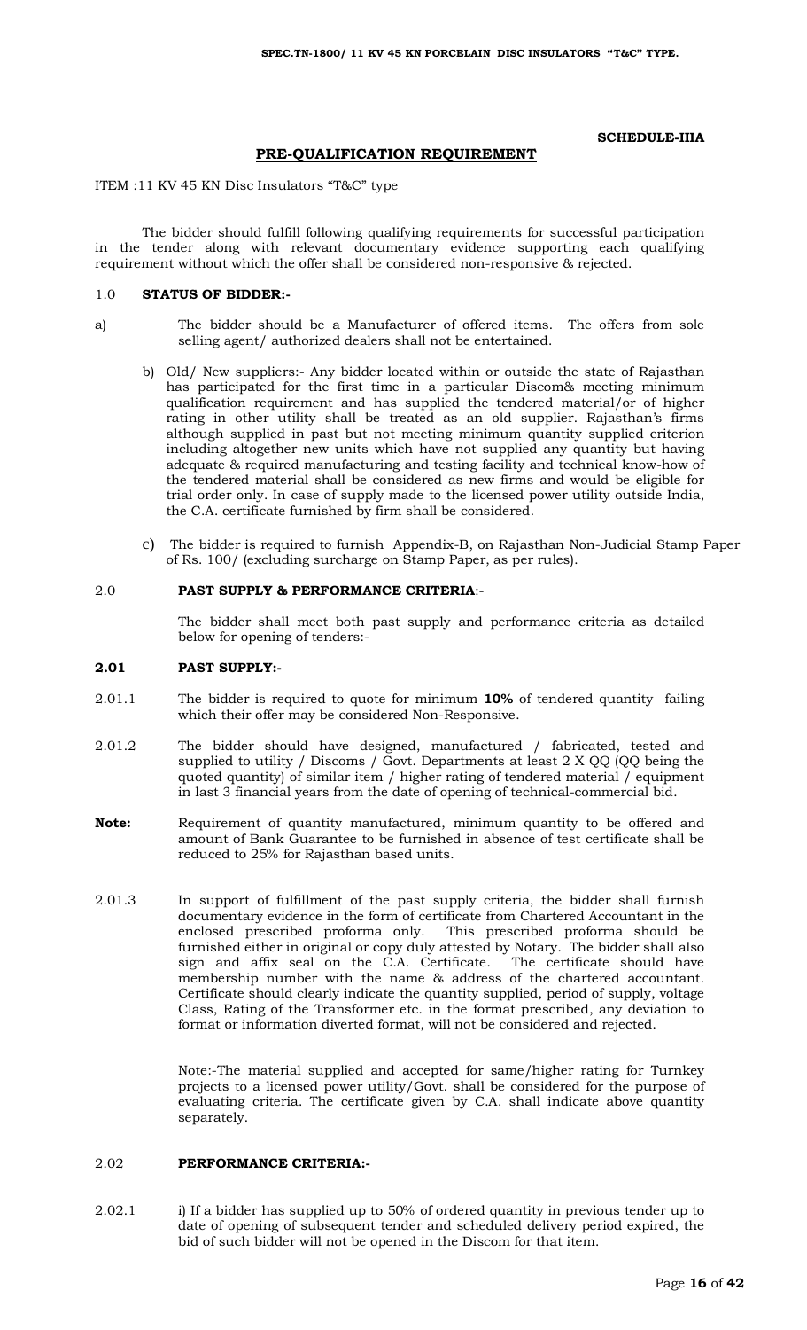**SCHEDULE-IIIA**

## PRE-QUALIFICATION REQUIREMENT

ITEM :11 KV 45 KN Disc Insulators "T&C" type

The bidder should fulfill following qualifying requirements for successful participation in the tender along with relevant documentary evidence supporting each qualifying requirement without which the offer shall be considered non-responsive & rejected.

### 1.0 STATUS OF BIDDER:-

a) The bidder should be a Manufacturer of offered items. The offers from sole selling agent/ authorized dealers shall not be entertained.

b) Old/ New suppliers:- Any bidder located within or outside the state of Rajasthan has participated for the first time in a particular Discom& meeting minimum qualification requirement and has supplied the tendered material/or of higher rating in other utility shall be treated as an old supplier. Rajasthan's firms although supplied in past but not meeting minimum quantity supplied criterion including altogether new units which have not supplied any quantity but having adequate & required manufacturing and testing facility and technical know-how of the tendered material shall be considered as new firms and would be eligible for trial order only. In case of supply made to the licensed power utility outside India, the C.A. certificate furnished by firm shall be considered.

c) The bidder is required to furnish Appendix-B, on Rajasthan Non-Judicial Stamp Paper of Rs. 100/ (excluding surcharge on Stamp Paper, as per rules).

### 2.0 PAST SUPPLY & PERFORMANCE CRITERIA:-

The bidder shall meet both past supply and performance criteria as detailed below for opening of tenders:-

### 2.01 PAST SUPPLY:-

2.01.1 The bidder is required to quote for minimum **10%** of tendered quantity failing which their offer may be considered Non-Responsive.

2.01.2 The bidder should have designed, manufactured / fabricated, tested and supplied to utility / Discoms / Govt. Departments at least 2 X QQ (QQ being the quoted quantity) of similar item / higher rating of tendered material / equipment in last 3 financial years from the date of opening of technical-commercial bid.

**Note:** Requirement of quantity manufactured, minimum quantity to be offered and amount of Bank Guarantee to be furnished in absence of test certificate shall be reduced to 25% for Rajasthan based units.

2.01.3 In support of fulfillment of the past supply criteria, the bidder shall furnish documentary evidence in the form of certificate from Chartered Accountant in the enclosed prescribed proforma only. This prescribed proforma should be furnished either in original or copy duly attested by Notary. The bidder shall also sign and affix seal on the C.A. Certificate. The certificate should have membership number with the name & address of the chartered accountant. Certificate should clearly indicate the quantity supplied, period of supply, voltage Class, Rating of the Transformer etc. in the format prescribed, any deviation to format or information diverted format, will not be considered and rejected.

Note:-The material supplied and accepted for same/higher rating for Turnkey projects to a licensed power utility/Govt. shall be considered for the purpose of evaluating criteria. The certificate given by C.A. shall indicate above quantity separately.

### 2.02 PERFORMANCE CRITERIA:-

2.02.1 i) If a bidder has supplied up to 50% of ordered quantity in previous tender up to date of opening of subsequent tender and scheduled delivery period expired, the bid of such bidder will not be opened in the Discom for that item.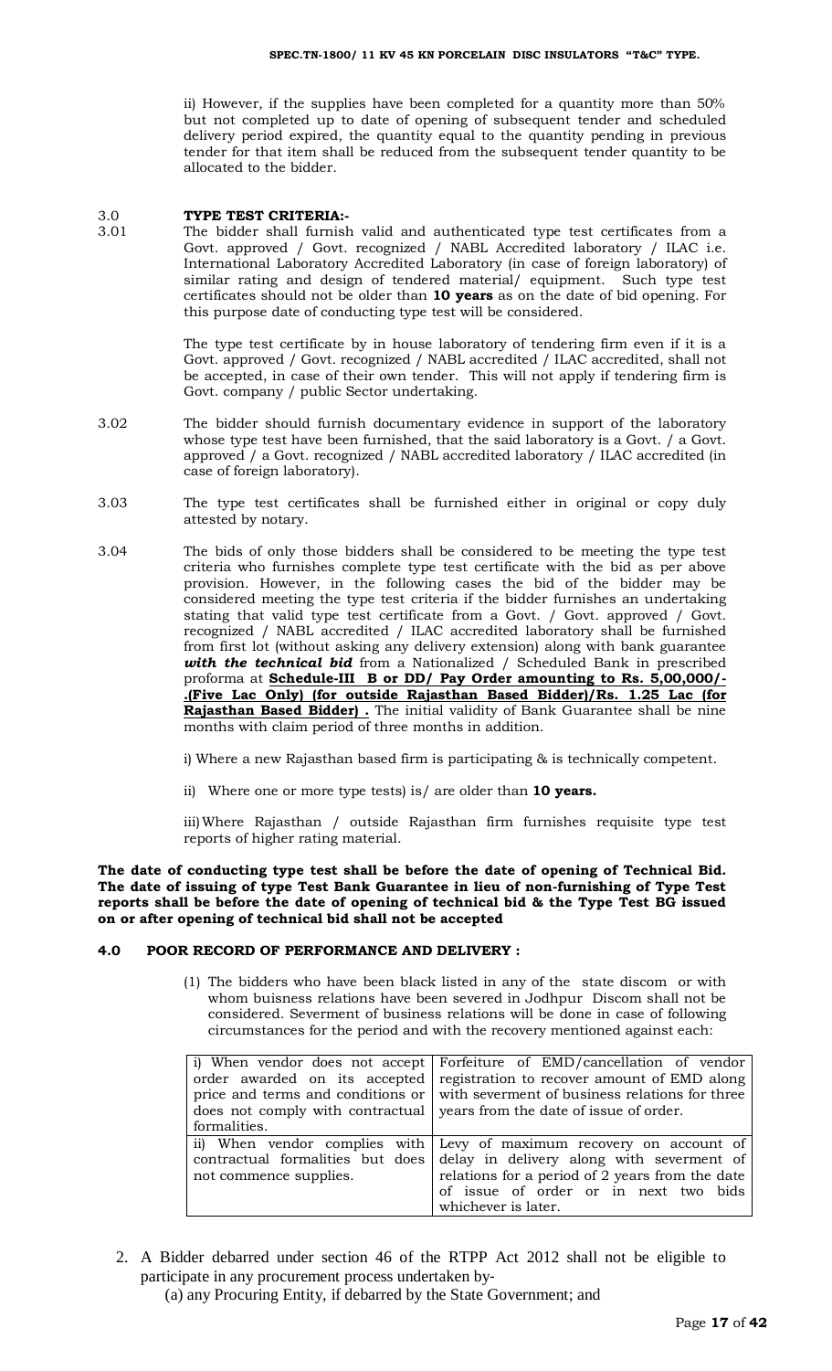ii) However, if the supplies have been completed for a quantity more than 50% but not completed up to date of opening of subsequent tender and scheduled delivery period expired, the quantity equal to the quantity pending in previous tender for that item shall be reduced from the subsequent tender quantity to be allocated to the bidder.

## 3.0 TYPE TEST CRITERIA:-

3.01 The bidder shall furnish valid and authenticated type test certificates from a Govt. approved / Govt. recognized / NABL Accredited laboratory / ILAC i.e. International Laboratory Accredited Laboratory (in case of foreign laboratory) of similar rating and design of tendered material/ equipment. Such type test certificates should not be older than **10 years** as on the date of bid opening. For this purpose date of conducting type test will be considered.

The type test certificate by in house laboratory of tendering firm even if it is a Govt. approved / Govt. recognized / NABL accredited / ILAC accredited, shall not be accepted, in case of their own tender. This will not apply if tendering firm is Govt. company / public Sector undertaking.

3.02 The bidder should furnish documentary evidence in support of the laboratory whose type test have been furnished, that the said laboratory is a Govt. / a Govt. approved / a Govt. recognized / NABL accredited laboratory / ILAC accredited (in case of foreign laboratory).

3.03 The type test certificates shall be furnished either in original or copy duly attested by notary.

3.04 The bids of only those bidders shall be considered to be meeting the type test criteria who furnishes complete type test certificate with the bid as per above provision. However, in the following cases the bid of the bidder may be considered meeting the type test criteria if the bidder furnishes an undertaking stating that valid type test certificate from a Govt. / Govt. approved / Govt. recognized / NABL accredited / ILAC accredited laboratory shall be furnished from first lot (without asking any delivery extension) along with bank guarantee ***with the technical bid*** from a Nationalized / Scheduled Bank in prescribed proforma at **Schedule-III B or DD/ Pay Order amounting to Rs. 5,00,000/- .(Five Lac Only) (for outside Rajasthan Based Bidder)/Rs. 1.25 Lac (for Rajasthan Based Bidder) .** The initial validity of Bank Guarantee shall be nine months with claim period of three months in addition.

i) Where a new Rajasthan based firm is participating & is technically competent.

ii) Where one or more type tests) is/ are older than **10 years.**

iii) Where Rajasthan / outside Rajasthan firm furnishes requisite type test reports of higher rating material.

**The date of conducting type test shall be before the date of opening of Technical Bid. The date of issuing of type Test Bank Guarantee in lieu of non-furnishing of Type Test reports shall be before the date of opening of technical bid & the Type Test BG issued on or after opening of technical bid shall not be accepted**

## 4.0 POOR RECORD OF PERFORMANCE AND DELIVERY :

(1) The bidders who have been black listed in any of the state discom or with whom buisness relations have been severed in Jodhpur Discom shall not be considered. Severment of business relations will be done in case of following circumstances for the period and with the recovery mentioned against each:

| | |
|---|---|
| i) When vendor does not accept order awarded on its accepted price and terms and conditions or does not comply with contractual formalities. | Forfeiture of EMD/cancellation of vendor registration to recover amount of EMD along with severment of business relations for three years from the date of issue of order. |
| ii) When vendor complies with contractual formalities but does not commence supplies. | Levy of maximum recovery on account of delay in delivery along with severment of relations for a period of 2 years from the date of issue of order or in next two bids whichever is later. |

2. A Bidder debarred under section 46 of the RTPP Act 2012 shall not be eligible to participate in any procurement process undertaken by-
   (a) any Procuring Entity, if debarred by the State Government; and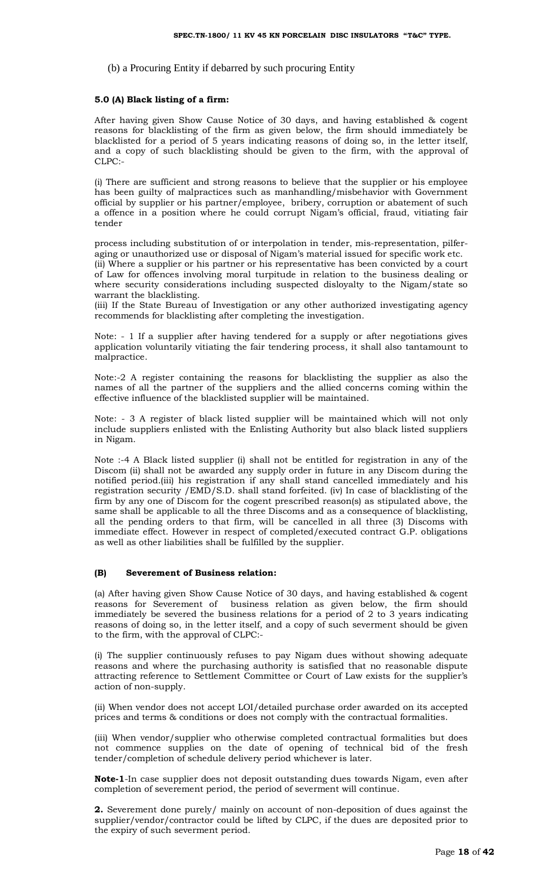(b) a Procuring Entity if debarred by such procuring Entity

**5.0 (A) Black listing of a firm:**

After having given Show Cause Notice of 30 days, and having established & cogent reasons for blacklisting of the firm as given below, the firm should immediately be blacklisted for a period of 5 years indicating reasons of doing so, in the letter itself, and a copy of such blacklisting should be given to the firm, with the approval of CLPC:-

(i) There are sufficient and strong reasons to believe that the supplier or his employee has been guilty of malpractices such as manhandling/misbehavior with Government official by supplier or his partner/employee, bribery, corruption or abatement of such a offence in a position where he could corrupt Nigam's official, fraud, vitiating fair tender process including substitution of or interpolation in tender, mis-representation, pilfer-aging or unauthorized use or disposal of Nigam's material issued for specific work etc.

(ii) Where a supplier or his partner or his representative has been convicted by a court of Law for offences involving moral turpitude in relation to the business dealing or where security considerations including suspected disloyalty to the Nigam/state so warrant the blacklisting.

(iii) If the State Bureau of Investigation or any other authorized investigating agency recommends for blacklisting after completing the investigation.

Note: - 1 If a supplier after having tendered for a supply or after negotiations gives application voluntarily vitiating the fair tendering process, it shall also tantamount to malpractice.

Note:-2 A register containing the reasons for blacklisting the supplier as also the names of all the partner of the suppliers and the allied concerns coming within the effective influence of the blacklisted supplier will be maintained.

Note: - 3 A register of black listed supplier will be maintained which will not only include suppliers enlisted with the Enlisting Authority but also black listed suppliers in Nigam.

Note :-4 A Black listed supplier (i) shall not be entitled for registration in any of the Discom (ii) shall not be awarded any supply order in future in any Discom during the notified period.(iii) his registration if any shall stand cancelled immediately and his registration security /EMD/S.D. shall stand forfeited. (iv) In case of blacklisting of the firm by any one of Discom for the cogent prescribed reason(s) as stipulated above, the same shall be applicable to all the three Discoms and as a consequence of blacklisting, all the pending orders to that firm, will be cancelled in all three (3) Discoms with immediate effect. However in respect of completed/executed contract G.P. obligations as well as other liabilities shall be fulfilled by the supplier.

**(B) Severement of Business relation:**

(a) After having given Show Cause Notice of 30 days, and having established & cogent reasons for Severement of business relation as given below, the firm should immediately be severed the business relations for a period of 2 to 3 years indicating reasons of doing so, in the letter itself, and a copy of such severment should be given to the firm, with the approval of CLPC:-

(i) The supplier continuously refuses to pay Nigam dues without showing adequate reasons and where the purchasing authority is satisfied that no reasonable dispute attracting reference to Settlement Committee or Court of Law exists for the supplier's action of non-supply.

(ii) When vendor does not accept LOI/detailed purchase order awarded on its accepted prices and terms & conditions or does not comply with the contractual formalities.

(iii) When vendor/supplier who otherwise completed contractual formalities but does not commence supplies on the date of opening of technical bid of the fresh tender/completion of schedule delivery period whichever is later.

**Note-1**-In case supplier does not deposit outstanding dues towards Nigam, even after completion of severement period, the period of severment will continue.

**2.** Severement done purely/ mainly on account of non-deposition of dues against the supplier/vendor/contractor could be lifted by CLPC, if the dues are deposited prior to the expiry of such severment period.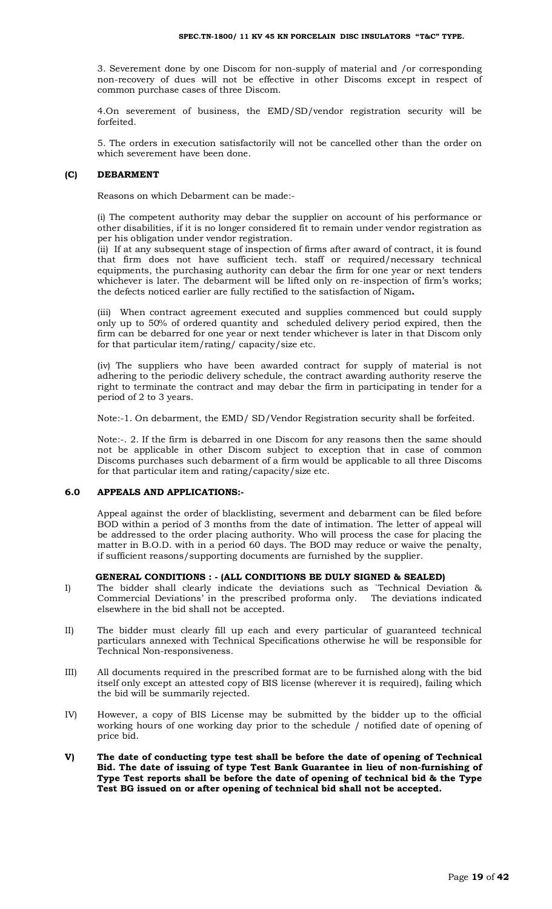3. Severement done by one Discom for non-supply of material and /or corresponding non-recovery of dues will not be effective in other Discoms except in respect of common purchase cases of three Discom.

4.On severement of business, the EMD/SD/vendor registration security will be forfeited.

5. The orders in execution satisfactorily will not be cancelled other than the order on which severement have been done.

### (C) DEBARMENT

Reasons on which Debarment can be made:-

(i) The competent authority may debar the supplier on account of his performance or other disabilities, if it is no longer considered fit to remain under vendor registration as per his obligation under vendor registration.

(ii) If at any subsequent stage of inspection of firms after award of contract, it is found that firm does not have sufficient tech. staff or required/necessary technical equipments, the purchasing authority can debar the firm for one year or next tenders whichever is later. The debarment will be lifted only on re-inspection of firm's works; the defects noticed earlier are fully rectified to the satisfaction of Nigam**.**

(iii) When contract agreement executed and supplies commenced but could supply only up to 50% of ordered quantity and scheduled delivery period expired, then the firm can be debarred for one year or next tender whichever is later in that Discom only for that particular item/rating/ capacity/size etc.

(iv) The suppliers who have been awarded contract for supply of material is not adhering to the periodic delivery schedule, the contract awarding authority reserve the right to terminate the contract and may debar the firm in participating in tender for a period of 2 to 3 years.

Note:-1. On debarment, the EMD/ SD/Vendor Registration security shall be forfeited.

Note:-. 2. If the firm is debarred in one Discom for any reasons then the same should not be applicable in other Discom subject to exception that in case of common Discoms purchases such debarment of a firm would be applicable to all three Discoms for that particular item and rating/capacity/size etc.

### 6.0 APPEALS AND APPLICATIONS:-

Appeal against the order of blacklisting, severment and debarment can be filed before BOD within a period of 3 months from the date of intimation. The letter of appeal will be addressed to the order placing authority. Who will process the case for placing the matter in B.O.D. with in a period 60 days. The BOD may reduce or waive the penalty, if sufficient reasons/supporting documents are furnished by the supplier.

**GENERAL CONDITIONS : - (ALL CONDITIONS BE DULY SIGNED & SEALED)**

I) The bidder shall clearly indicate the deviations such as `Technical Deviation & Commercial Deviations' in the prescribed proforma only. The deviations indicated elsewhere in the bid shall not be accepted.

II) The bidder must clearly fill up each and every particular of guaranteed technical particulars annexed with Technical Specifications otherwise he will be responsible for Technical Non-responsiveness.

III) All documents required in the prescribed format are to be furnished along with the bid itself only except an attested copy of BIS license (wherever it is required), failing which the bid will be summarily rejected.

IV) However, a copy of BIS License may be submitted by the bidder up to the official working hours of one working day prior to the schedule / notified date of opening of price bid.

**V) The date of conducting type test shall be before the date of opening of Technical Bid. The date of issuing of type Test Bank Guarantee in lieu of non-furnishing of Type Test reports shall be before the date of opening of technical bid & the Type Test BG issued on or after opening of technical bid shall not be accepted.**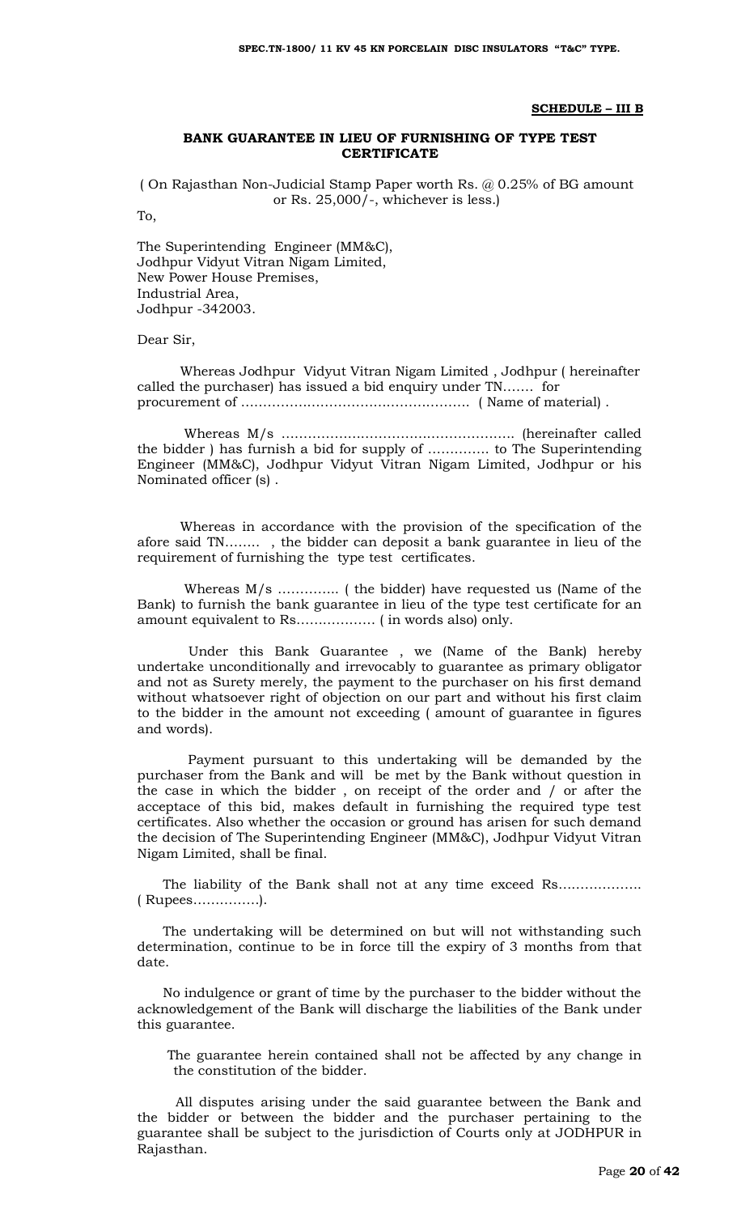**SCHEDULE – III B**

## BANK GUARANTEE IN LIEU OF FURNISHING OF TYPE TEST CERTIFICATE

( On Rajasthan Non-Judicial Stamp Paper worth Rs. @ 0.25% of BG amount or Rs. 25,000/-, whichever is less.)

To,

The Superintending Engineer (MM&C),
Jodhpur Vidyut Vitran Nigam Limited,
New Power House Premises,
Industrial Area,
Jodhpur -342003.

Dear Sir,

Whereas Jodhpur Vidyut Vitran Nigam Limited , Jodhpur ( hereinafter called the purchaser) has issued a bid enquiry under TN……. for procurement of …………………………………………… ( Name of material) .

Whereas M/s …………………………………………… (hereinafter called the bidder ) has furnish a bid for supply of ………….. to The Superintending Engineer (MM&C), Jodhpur Vidyut Vitran Nigam Limited, Jodhpur or his Nominated officer (s) .

Whereas in accordance with the provision of the specification of the afore said TN…….. , the bidder can deposit a bank guarantee in lieu of the requirement of furnishing the type test certificates.

Whereas M/s ………….. ( the bidder) have requested us (Name of the Bank) to furnish the bank guarantee in lieu of the type test certificate for an amount equivalent to Rs……………… ( in words also) only.

Under this Bank Guarantee , we (Name of the Bank) hereby undertake unconditionally and irrevocably to guarantee as primary obligator and not as Surety merely, the payment to the purchaser on his first demand without whatsoever right of objection on our part and without his first claim to the bidder in the amount not exceeding ( amount of guarantee in figures and words).

Payment pursuant to this undertaking will be demanded by the purchaser from the Bank and will be met by the Bank without question in the case in which the bidder , on receipt of the order and / or after the acceptace of this bid, makes default in furnishing the required type test certificates. Also whether the occasion or ground has arisen for such demand the decision of The Superintending Engineer (MM&C), Jodhpur Vidyut Vitran Nigam Limited, shall be final.

The liability of the Bank shall not at any time exceed Rs………………. ( Rupees……………).

The undertaking will be determined on but will not withstanding such determination, continue to be in force till the expiry of 3 months from that date.

No indulgence or grant of time by the purchaser to the bidder without the acknowledgement of the Bank will discharge the liabilities of the Bank under this guarantee.

The guarantee herein contained shall not be affected by any change in the constitution of the bidder.

All disputes arising under the said guarantee between the Bank and the bidder or between the bidder and the purchaser pertaining to the guarantee shall be subject to the jurisdiction of Courts only at JODHPUR in Rajasthan.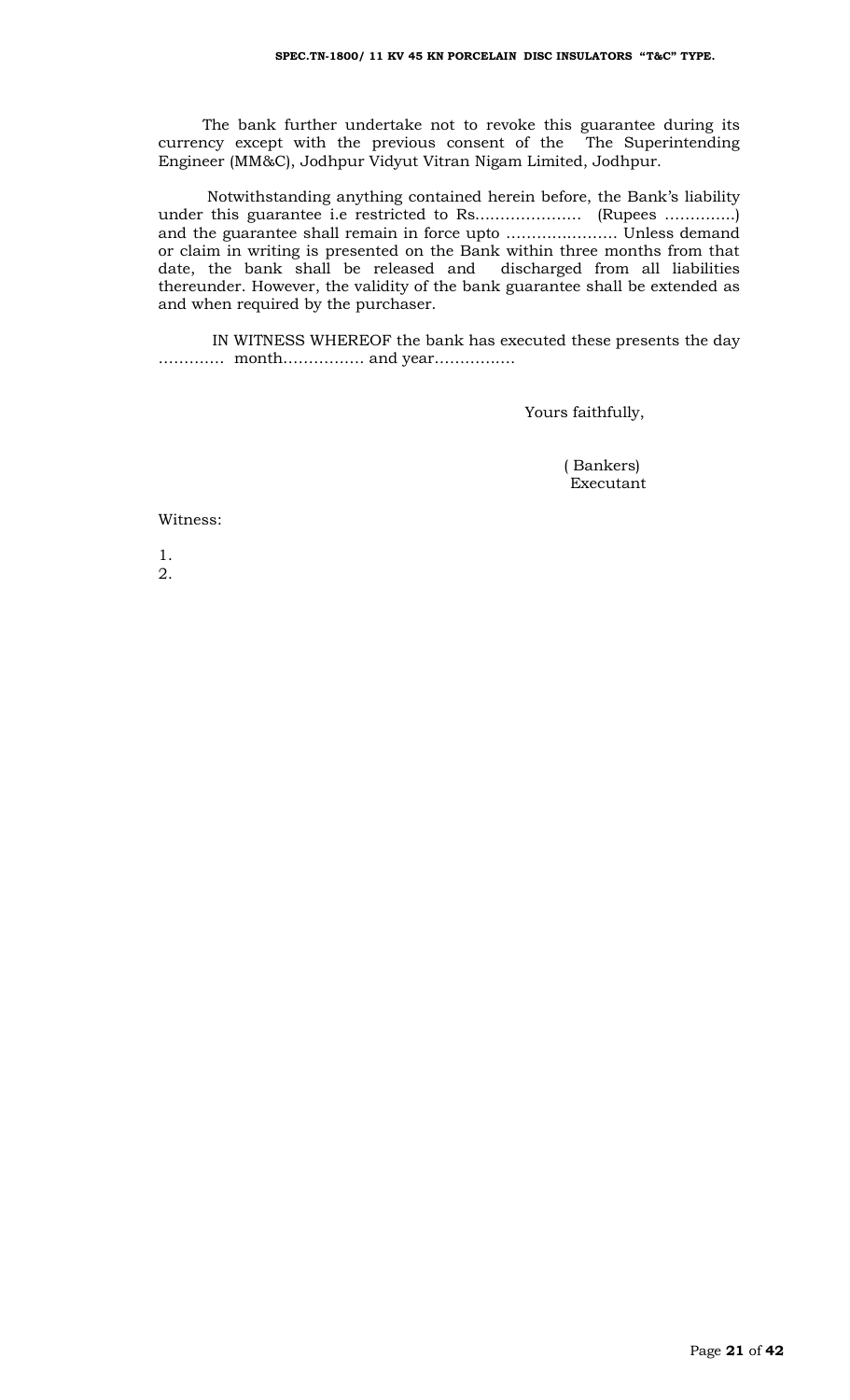The bank further undertake not to revoke this guarantee during its currency except with the previous consent of the The Superintending Engineer (MM&C), Jodhpur Vidyut Vitran Nigam Limited, Jodhpur.

Notwithstanding anything contained herein before, the Bank's liability under this guarantee i.e restricted to Rs………………… (Rupees …………..) and the guarantee shall remain in force upto …………………. Unless demand or claim in writing is presented on the Bank within three months from that date, the bank shall be released and discharged from all liabilities thereunder. However, the validity of the bank guarantee shall be extended as and when required by the purchaser.

IN WITNESS WHEREOF the bank has executed these presents the day …………. month……………. and year…………….

Yours faithfully,

( Bankers)
Executant

Witness:

1.
2.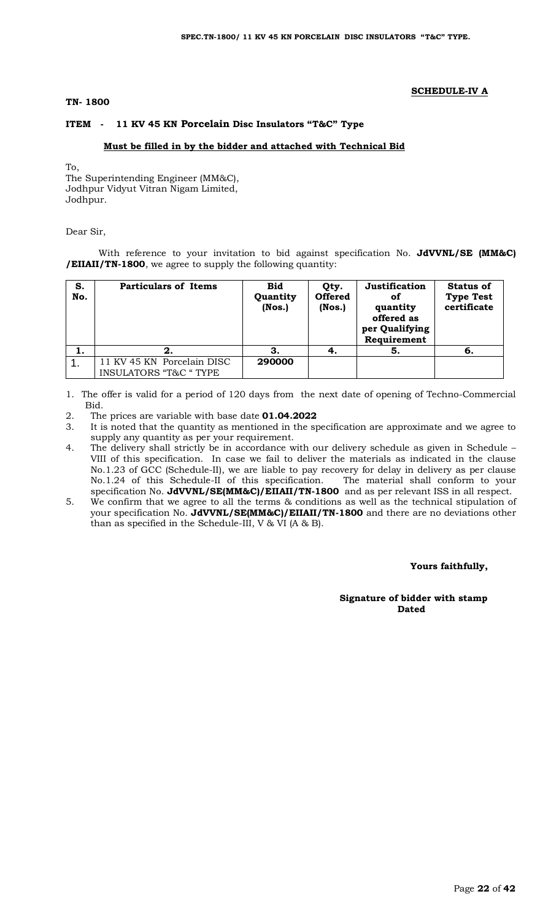**SCHEDULE-IV A**

**TN- 1800**

**ITEM - 11 KV 45 KN Porcelain Disc Insulators "T&C" Type**

**Must be filled in by the bidder and attached with Technical Bid**

To,
The Superintending Engineer (MM&C),
Jodhpur Vidyut Vitran Nigam Limited,
Jodhpur.

Dear Sir,

With reference to your invitation to bid against specification No. **JdVVNL/SE (MM&C) /EIIAII/TN-1800**, we agree to supply the following quantity:

| S. No. | Particulars of Items | Bid Quantity (Nos.) | Qty. Offered (Nos.) | Justification of quantity offered as per Qualifying Requirement | Status of Type Test certificate |
|---|---|---|---|---|---|
| 1. | 2. | 3. | 4. | 5. | 6. |
| 1. | 11 KV 45 KN Porcelain DISC INSULATORS "T&C " TYPE | **290000** | | | |

1. The offer is valid for a period of 120 days from the next date of opening of Techno-Commercial Bid.
2. The prices are variable with base date **01.04.2022**
3. It is noted that the quantity as mentioned in the specification are approximate and we agree to supply any quantity as per your requirement.
4. The delivery shall strictly be in accordance with our delivery schedule as given in Schedule – VIII of this specification. In case we fail to deliver the materials as indicated in the clause No.1.23 of GCC (Schedule-II), we are liable to pay recovery for delay in delivery as per clause No.1.24 of this Schedule-II of this specification. The material shall conform to your specification No. **JdVVNL/SE(MM&C)/EIIAII/TN-1800** and as per relevant ISS in all respect.
5. We confirm that we agree to all the terms & conditions as well as the technical stipulation of your specification No. **JdVVNL/SE(MM&C)/EIIAII/TN-1800** and there are no deviations other than as specified in the Schedule-III, V & VI (A & B).

**Yours faithfully,**

**Signature of bidder with stamp**
**Dated**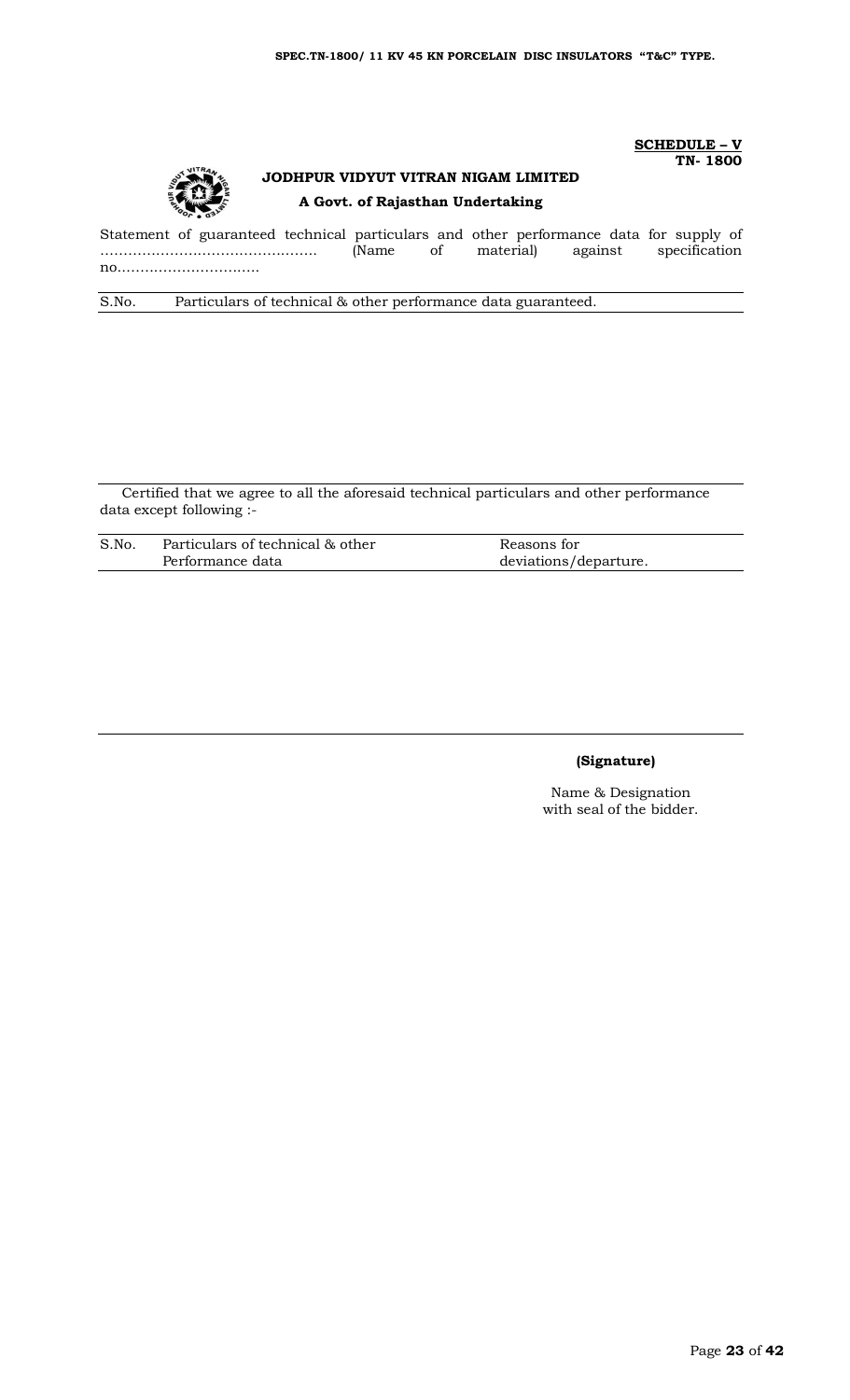**SCHEDULE – V**
**TN- 1800**

**JODHPUR VIDYUT VITRAN NIGAM LIMITED**

**A Govt. of Rajasthan Undertaking**

Statement of guaranteed technical particulars and other performance data for supply of ……………………………………… (Name of material) against specification no.…………………………

| S.No. | Particulars of technical & other performance data guaranteed. |
|---|---|
| | |

Certified that we agree to all the aforesaid technical particulars and other performance data except following :-

| S.No. | Particulars of technical & other Performance data | Reasons for deviations/departure. |
|---|---|---|
| | | |

**(Signature)**

Name & Designation
with seal of the bidder.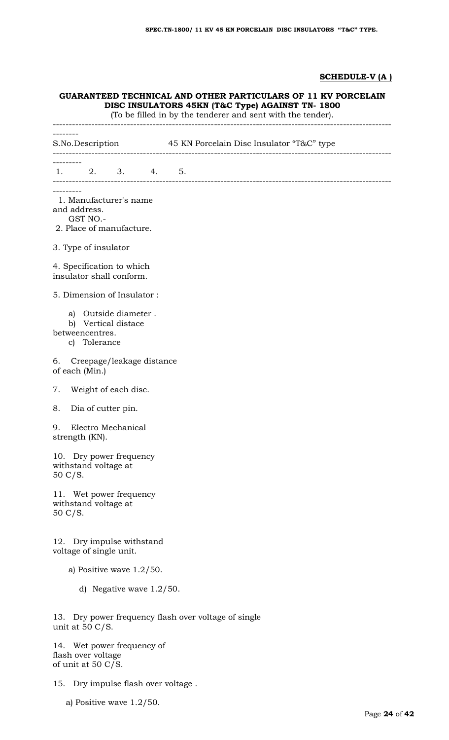**SCHEDULE-V (A )**

**GUARANTEED TECHNICAL AND OTHER PARTICULARS OF 11 KV PORCELAIN DISC INSULATORS 45KN (T&C Type) AGAINST TN- 1800**

(To be filled in by the tenderer and sent with the tender).

| S.No. | Description | 45 KN Porcelain Disc Insulator "T&C" type |
|---|---|---|
| 1. | 2. 3. 4. | 5. |
| 1. | Manufacturer's name and address. GST NO.- | |
| 2. | Place of manufacture. | |
| 3. | Type of insulator | |
| 4. | Specification to which insulator shall conform. | |
| 5. | Dimension of Insulator : | |
| | a) Outside diameter . | |
| | b) Vertical distace betweencentres. | |
| | c) Tolerance | |
| 6. | Creepage/leakage distance of each (Min.) | |
| 7. | Weight of each disc. | |
| 8. | Dia of cutter pin. | |
| 9. | Electro Mechanical strength (KN). | |
| 10. | Dry power frequency withstand voltage at 50 C/S. | |
| 11. | Wet power frequency withstand voltage at 50 C/S. | |
| 12. | Dry impulse withstand voltage of single unit. | |
| | a) Positive wave 1.2/50. | |
| | d) Negative wave 1.2/50. | |
| 13. | Dry power frequency flash over voltage of single unit at 50 C/S. | |
| 14. | Wet power frequency of flash over voltage of unit at 50 C/S. | |
| 15. | Dry impulse flash over voltage . | |
| | a) Positive wave 1.2/50. | |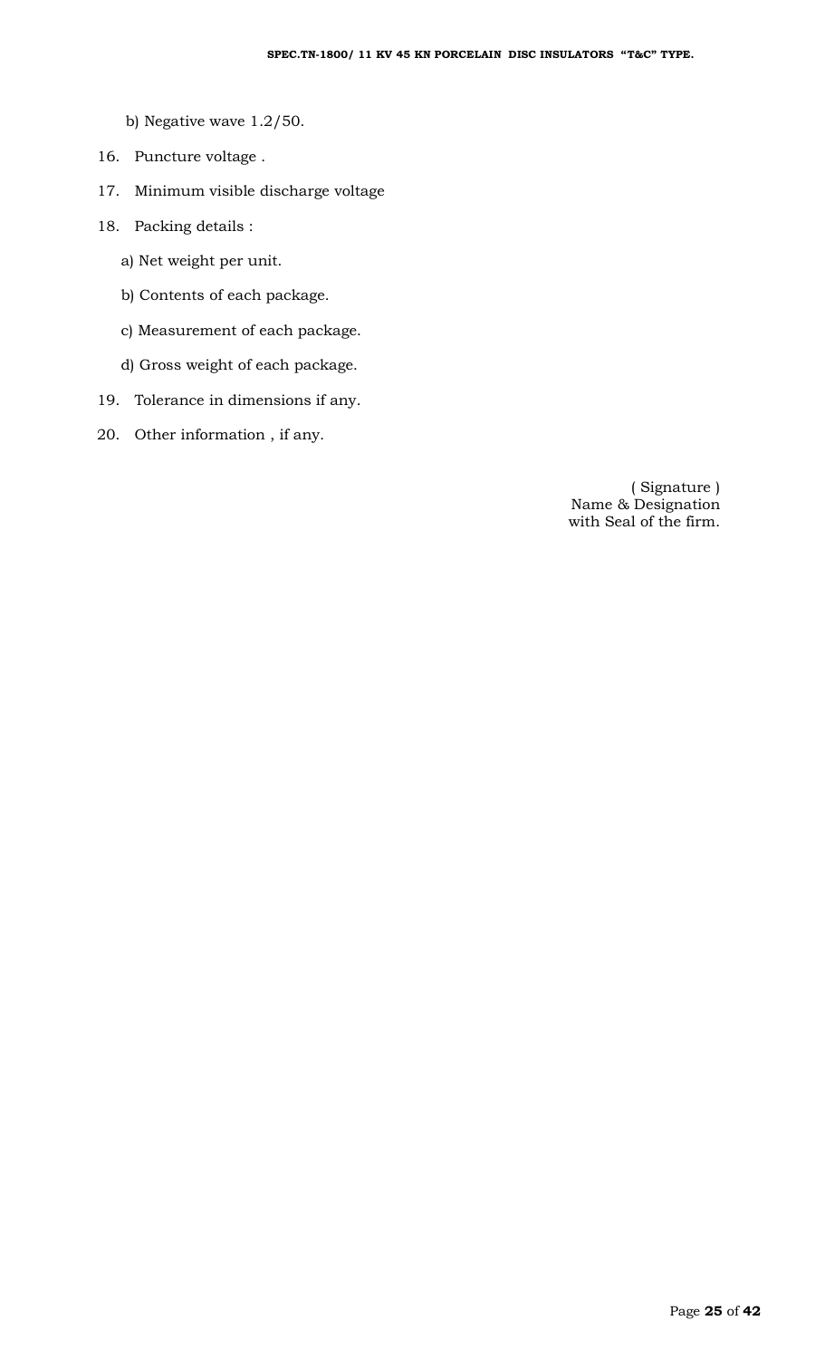b) Negative wave 1.2/50.

16. Puncture voltage .
17. Minimum visible discharge voltage
18. Packing details :

    a) Net weight per unit.

    b) Contents of each package.

    c) Measurement of each package.

    d) Gross weight of each package.
19. Tolerance in dimensions if any.
20. Other information , if any.

( Signature )
Name & Designation
with Seal of the firm.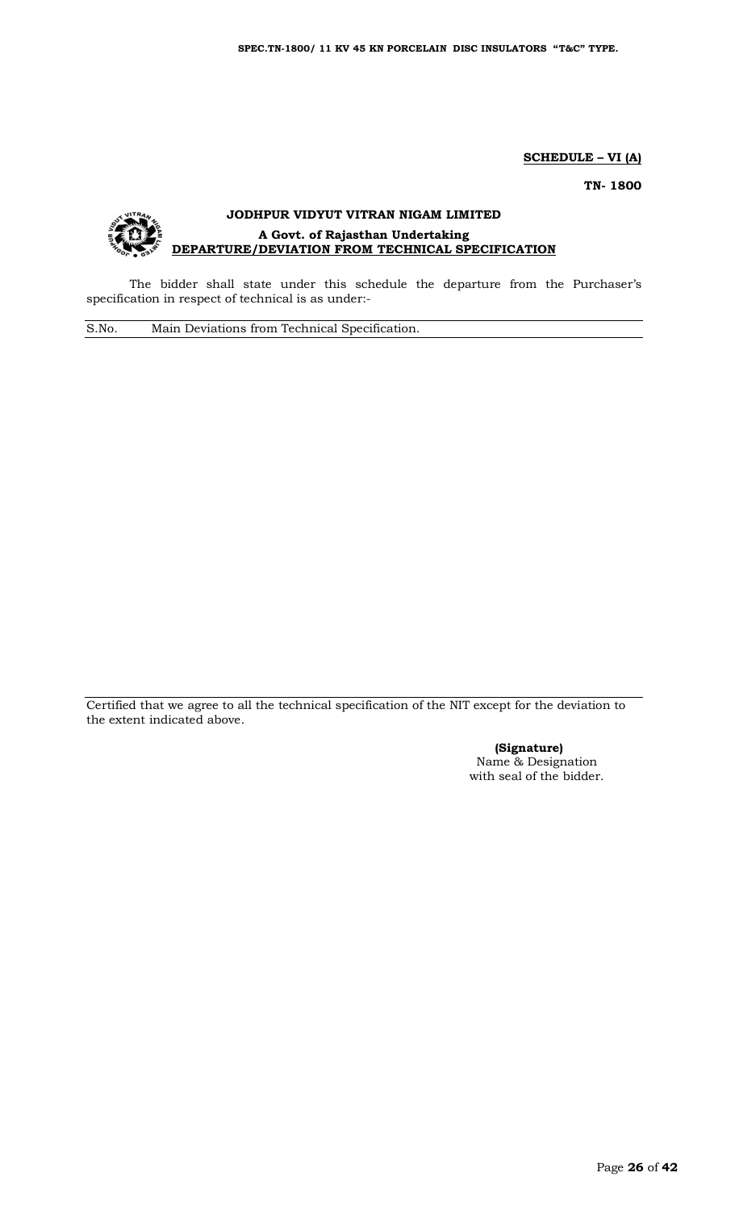**SCHEDULE – VI (A)**

**TN- 1800**

**JODHPUR VIDYUT VITRAN NIGAM LIMITED**

**A Govt. of Rajasthan Undertaking**

**DEPARTURE/DEVIATION FROM TECHNICAL SPECIFICATION**

The bidder shall state under this schedule the departure from the Purchaser's specification in respect of technical is as under:-

| S.No. | Main Deviations from Technical Specification. |
|---|---|
| | |

Certified that we agree to all the technical specification of the NIT except for the deviation to the extent indicated above.

**(Signature)**
Name & Designation
with seal of the bidder.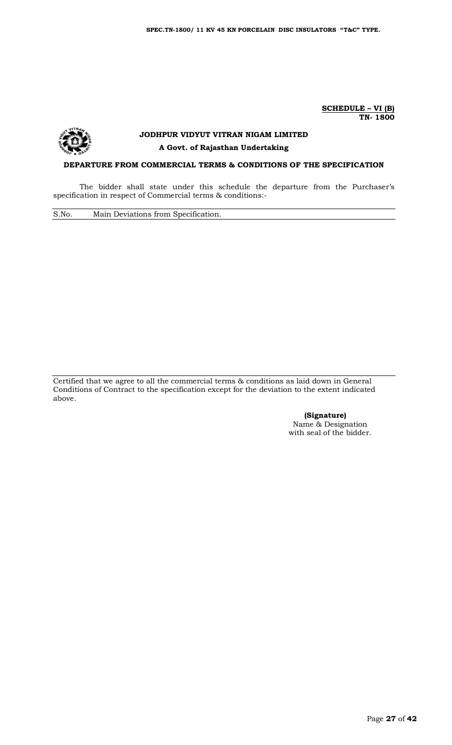**SCHEDULE – VI (B)**
**TN- 1800**

## JODHPUR VIDYUT VITRAN NIGAM LIMITED

**A Govt. of Rajasthan Undertaking**

### DEPARTURE FROM COMMERCIAL TERMS & CONDITIONS OF THE SPECIFICATION

The bidder shall state under this schedule the departure from the Purchaser's specification in respect of Commercial terms & conditions:-

| S.No. | Main Deviations from Specification. |
|---|---|
| | |

Certified that we agree to all the commercial terms & conditions as laid down in General Conditions of Contract to the specification except for the deviation to the extent indicated above.

**(Signature)**
Name & Designation
with seal of the bidder.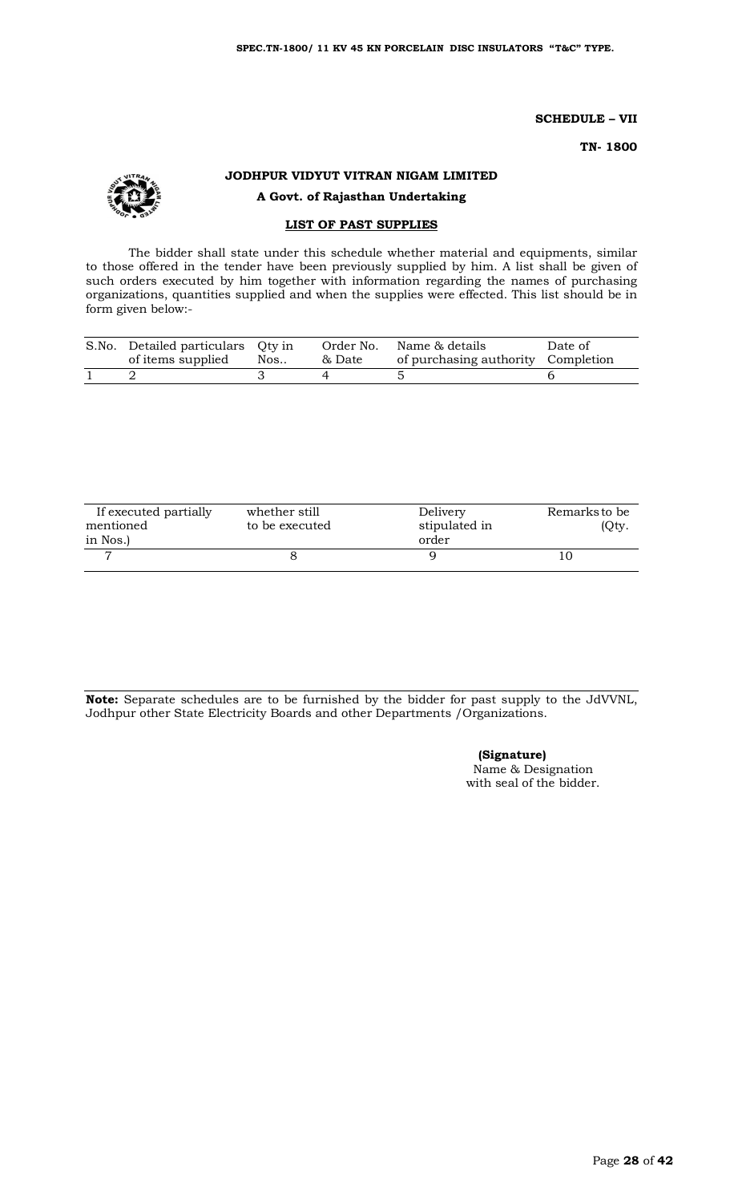**SCHEDULE – VII**

**TN- 1800**

## JODHPUR VIDYUT VITRAN NIGAM LIMITED

**A Govt. of Rajasthan Undertaking**

**LIST OF PAST SUPPLIES**

The bidder shall state under this schedule whether material and equipments, similar to those offered in the tender have been previously supplied by him. A list shall be given of such orders executed by him together with information regarding the names of purchasing organizations, quantities supplied and when the supplies were effected. This list should be in form given below:-

| S.No. | Detailed particulars of items supplied | Qty in Nos.. | Order No. & Date | Name & details of purchasing authority | Date of Completion |
|---|---|---|---|---|---|
| 1 | 2 | 3 | 4 | 5 | 6 |

| If executed partially mentioned in Nos.) | whether still to be executed | Delivery stipulated in order | Remarks to be (Qty. |
|---|---|---|---|
| 7 | 8 | 9 | 10 |

**Note:** Separate schedules are to be furnished by the bidder for past supply to the JdVVNL, Jodhpur other State Electricity Boards and other Departments /Organizations.

**(Signature)**
Name & Designation
with seal of the bidder.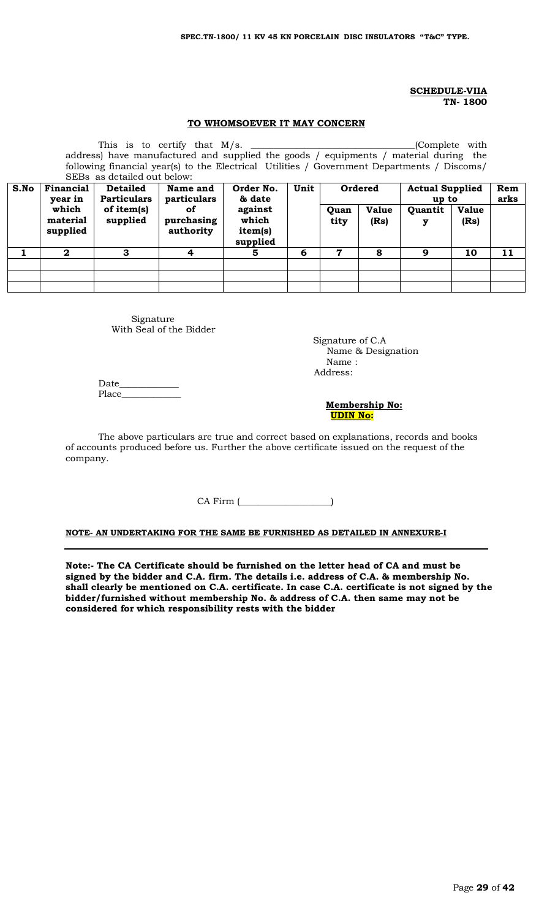**SCHEDULE-VIIA**
**TN- 1800**

**TO WHOMSOEVER IT MAY CONCERN**

This is to certify that M/s. ________________________________(Complete with address) have manufactured and supplied the goods / equipments / material during the following financial year(s) to the Electrical Utilities / Government Departments / Discoms/ SEBs as detailed out below:

| S.No | Financial year in which material supplied | Detailed Particulars of item(s) supplied | Name and particulars of purchasing authority | Order No. & date against which item(s) supplied | Unit | Ordered | | Actual Supplied up to | | Remarks |
|---|---|---|---|---|---|---|---|---|---|---|
| | | | | | | Quantity | Value (Rs) | Quantity | Value (Rs) | |
| 1 | 2 | 3 | 4 | 5 | 6 | 7 | 8 | 9 | 10 | 11 |
| | | | | | | | | | | |
| | | | | | | | | | | |
| | | | | | | | | | | |

Signature
With Seal of the Bidder

Signature of C.A
Name & Designation
Name :
Address:

Date____________
Place____________

**Membership No:**
**UDIN No:**

The above particulars are true and correct based on explanations, records and books of accounts produced before us. Further the above certificate issued on the request of the company.

CA Firm (__________________)

**NOTE- AN UNDERTAKING FOR THE SAME BE FURNISHED AS DETAILED IN ANNEXURE-I**

**Note:- The CA Certificate should be furnished on the letter head of CA and must be signed by the bidder and C.A. firm. The details i.e. address of C.A. & membership No. shall clearly be mentioned on C.A. certificate. In case C.A. certificate is not signed by the bidder/furnished without membership No. & address of C.A. then same may not be considered for which responsibility rests with the bidder**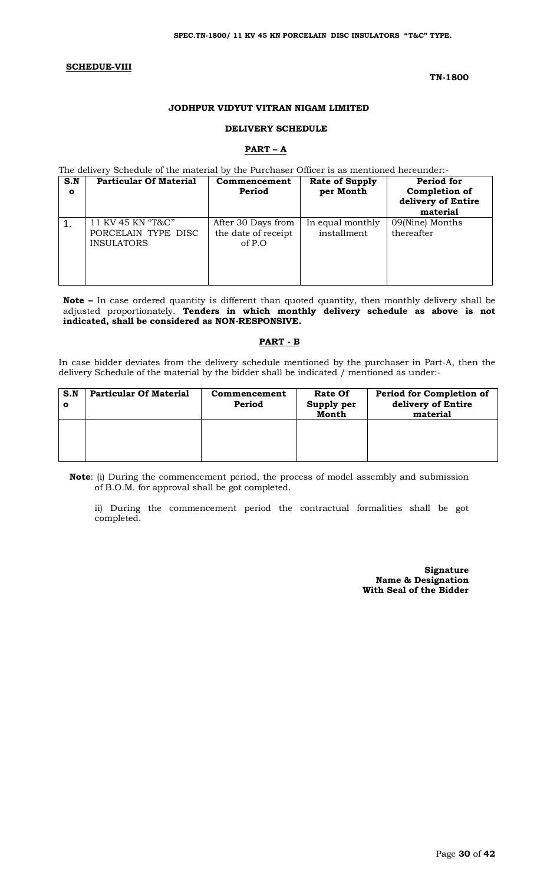**SCHEDUE-VIII**

**TN-1800**

**JODHPUR VIDYUT VITRAN NIGAM LIMITED**

**DELIVERY SCHEDULE**

**PART – A**

The delivery Schedule of the material by the Purchaser Officer is as mentioned hereunder:-

| S.No | Particular Of Material | Commencement Period | Rate of Supply per Month | Period for Completion of delivery of Entire material |
|---|---|---|---|---|
| 1. | 11 KV 45 KN "T&C" PORCELAIN TYPE DISC INSULATORS | After 30 Days from the date of receipt of P.O | In equal monthly installment | 09(Nine) Months thereafter |

**Note –** In case ordered quantity is different than quoted quantity, then monthly delivery shall be adjusted proportionately. **Tenders in which monthly delivery schedule as above is not indicated, shall be considered as NON-RESPONSIVE.**

**PART - B**

In case bidder deviates from the delivery schedule mentioned by the purchaser in Part-A, then the delivery Schedule of the material by the bidder shall be indicated / mentioned as under:-

| S.No | Particular Of Material | Commencement Period | Rate Of Supply per Month | Period for Completion of delivery of Entire material |
|---|---|---|---|---|
| | | | | |

**Note**: (i) During the commencement period, the process of model assembly and submission of B.O.M. for approval shall be got completed.

ii) During the commencement period the contractual formalities shall be got completed.

**Signature**
**Name & Designation**
**With Seal of the Bidder**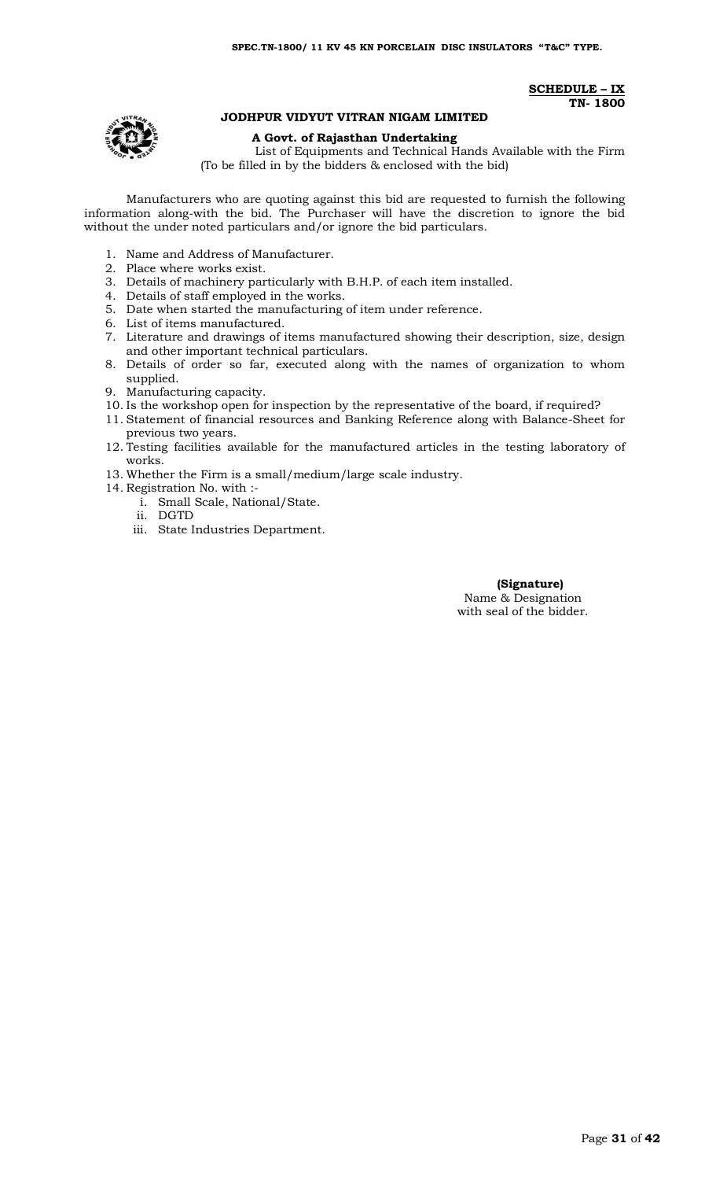**SCHEDULE – IX**
**TN- 1800**

## JODHPUR VIDYUT VITRAN NIGAM LIMITED

**A Govt. of Rajasthan Undertaking**

List of Equipments and Technical Hands Available with the Firm
(To be filled in by the bidders & enclosed with the bid)

Manufacturers who are quoting against this bid are requested to furnish the following information along-with the bid. The Purchaser will have the discretion to ignore the bid without the under noted particulars and/or ignore the bid particulars.

1. Name and Address of Manufacturer.
2. Place where works exist.
3. Details of machinery particularly with B.H.P. of each item installed.
4. Details of staff employed in the works.
5. Date when started the manufacturing of item under reference.
6. List of items manufactured.
7. Literature and drawings of items manufactured showing their description, size, design and other important technical particulars.
8. Details of order so far, executed along with the names of organization to whom supplied.
9. Manufacturing capacity.
10. Is the workshop open for inspection by the representative of the board, if required?
11. Statement of financial resources and Banking Reference along with Balance-Sheet for previous two years.
12. Testing facilities available for the manufactured articles in the testing laboratory of works.
13. Whether the Firm is a small/medium/large scale industry.
14. Registration No. with :-
    1. Small Scale, National/State.
    2. DGTD
    3. State Industries Department.

**(Signature)**
Name & Designation
with seal of the bidder.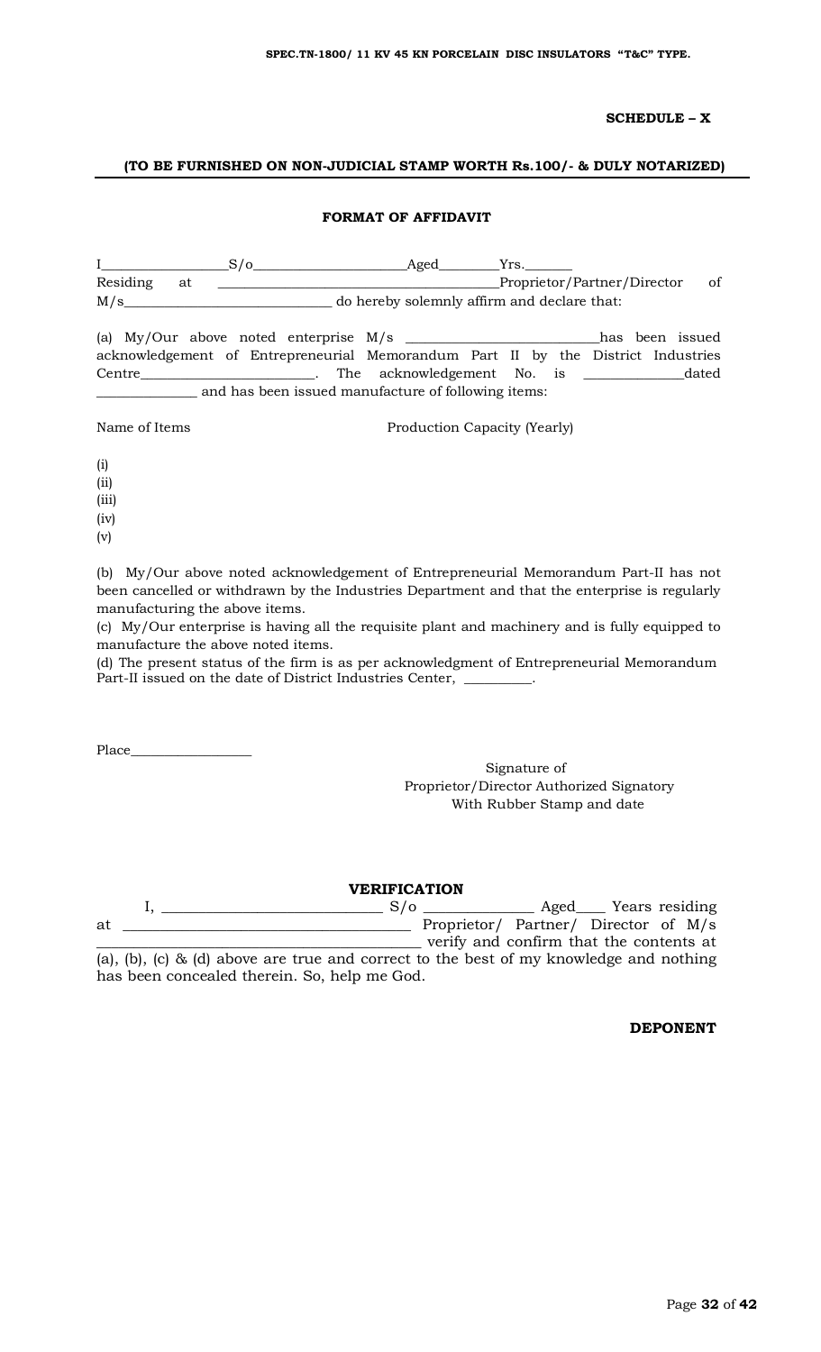**SCHEDULE – X**

**(TO BE FURNISHED ON NON-JUDICIAL STAMP WORTH Rs.100/- & DULY NOTARIZED)**

**FORMAT OF AFFIDAVIT**

I__________________S/o______________________Aged_________Yrs._______ Residing at ________________________________________Proprietor/Partner/Director of M/s______________________________ do hereby solemnly affirm and declare that:

(a) My/Our above noted enterprise M/s ___________________________has been issued acknowledgement of Entrepreneurial Memorandum Part II by the District Industries Centre_________________________. The acknowledgement No. is ______________dated ______________ and has been issued manufacture of following items:

Name of Items — Production Capacity (Yearly)

(i)
(ii)
(iii)
(iv)
(v)

(b) My/Our above noted acknowledgement of Entrepreneurial Memorandum Part-II has not been cancelled or withdrawn by the Industries Department and that the enterprise is regularly manufacturing the above items.

(c) My/Our enterprise is having all the requisite plant and machinery and is fully equipped to manufacture the above noted items.

(d) The present status of the firm is as per acknowledgment of Entrepreneurial Memorandum Part-II issued on the date of District Industries Center, __________.

Place__________________

Signature of
Proprietor/Director Authorized Signatory
With Rubber Stamp and date

**VERIFICATION**

I, _____________________________ S/o ______________ Aged____ Years residing at _____________________________________ Proprietor/ Partner/ Director of M/s __________________________________________ verify and confirm that the contents at (a), (b), (c) & (d) above are true and correct to the best of my knowledge and nothing has been concealed therein. So, help me God.

**DEPONENT**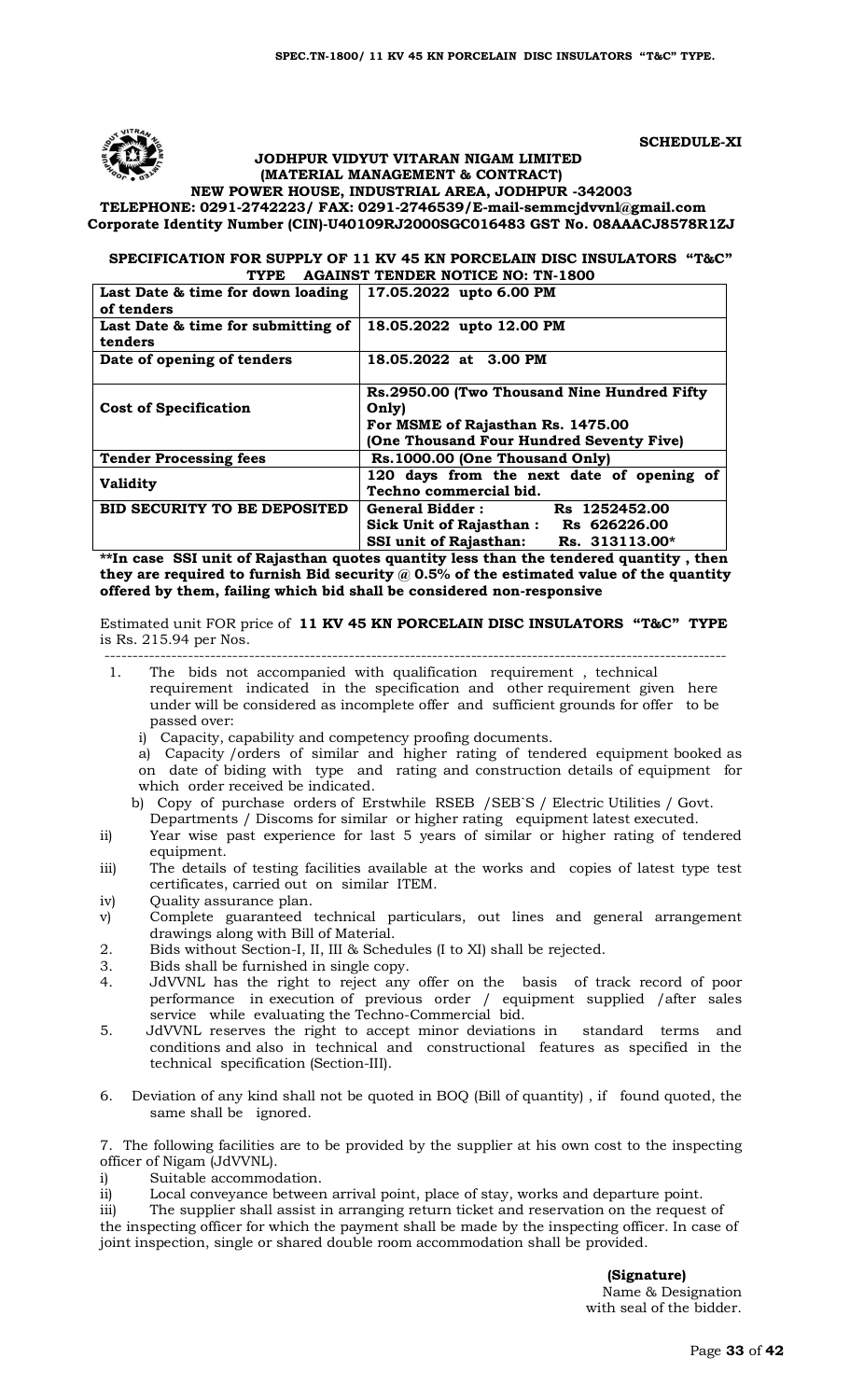**SCHEDULE-XI**

**JODHPUR VIDYUT VITARAN NIGAM LIMITED**
**(MATERIAL MANAGEMENT & CONTRACT)**
**NEW POWER HOUSE, INDUSTRIAL AREA, JODHPUR -342003**
**TELEPHONE: 0291-2742223/ FAX: 0291-2746539/E-mail-semmcjdvvnl@gmail.com**
**Corporate Identity Number (CIN)-U40109RJ2000SGC016483 GST No. 08AAACJ8578R1ZJ**

**SPECIFICATION FOR SUPPLY OF 11 KV 45 KN PORCELAIN DISC INSULATORS "T&C" TYPE AGAINST TENDER NOTICE NO: TN-1800**

| | |
|---|---|
| **Last Date & time for down loading of tenders** | **17.05.2022 upto 6.00 PM** |
| **Last Date & time for submitting of tenders** | **18.05.2022 upto 12.00 PM** |
| **Date of opening of tenders** | **18.05.2022 at 3.00 PM** |
| **Cost of Specification** | **Rs.2950.00 (Two Thousand Nine Hundred Fifty Only)**<br>**For MSME of Rajasthan Rs. 1475.00**<br>**(One Thousand Four Hundred Seventy Five)** |
| **Tender Processing fees** | **Rs.1000.00 (One Thousand Only)** |
| **Validity** | **120 days from the next date of opening of Techno commercial bid.** |
| **BID SECURITY TO BE DEPOSITED** | **General Bidder : Rs 1252452.00**<br>**Sick Unit of Rajasthan : Rs 626226.00**<br>**SSI unit of Rajasthan: Rs. 313113.00*** |

****In case SSI unit of Rajasthan quotes quantity less than the tendered quantity , then they are required to furnish Bid security @ 0.5% of the estimated value of the quantity offered by them, failing which bid shall be considered non-responsive**

Estimated unit FOR price of **11 KV 45 KN PORCELAIN DISC INSULATORS "T&C" TYPE** is Rs. 215.94 per Nos.

---

1. The bids not accompanied with qualification requirement , technical requirement indicated in the specification and other requirement given here under will be considered as incomplete offer and sufficient grounds for offer to be passed over:
   i) Capacity, capability and competency proofing documents.
   a) Capacity /orders of similar and higher rating of tendered equipment booked as on date of biding with type and rating and construction details of equipment for which order received be indicated.
   b) Copy of purchase orders of Erstwhile RSEB /SEB`S / Electric Utilities / Govt. Departments / Discoms for similar or higher rating equipment latest executed.

ii) Year wise past experience for last 5 years of similar or higher rating of tendered equipment.

iii) The details of testing facilities available at the works and copies of latest type test certificates, carried out on similar ITEM.

iv) Quality assurance plan.

v) Complete guaranteed technical particulars, out lines and general arrangement drawings along with Bill of Material.

2. Bids without Section-I, II, III & Schedules (I to XI) shall be rejected.
3. Bids shall be furnished in single copy.
4. JdVVNL has the right to reject any offer on the basis of track record of poor performance in execution of previous order / equipment supplied /after sales service while evaluating the Techno-Commercial bid.
5. JdVVNL reserves the right to accept minor deviations in standard terms and conditions and also in technical and constructional features as specified in the technical specification (Section-III).
6. Deviation of any kind shall not be quoted in BOQ (Bill of quantity) , if found quoted, the same shall be ignored.
7. The following facilities are to be provided by the supplier at his own cost to the inspecting officer of Nigam (JdVVNL).

i) Suitable accommodation.
ii) Local conveyance between arrival point, place of stay, works and departure point.
iii) The supplier shall assist in arranging return ticket and reservation on the request of the inspecting officer for which the payment shall be made by the inspecting officer. In case of joint inspection, single or shared double room accommodation shall be provided.

**(Signature)**
Name & Designation
with seal of the bidder.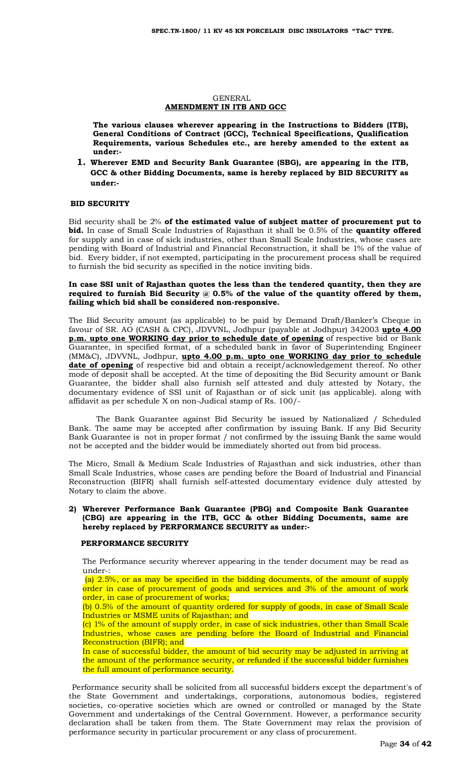## GENERAL

## **AMENDMENT IN ITB AND GCC**

**The various clauses wherever appearing in the Instructions to Bidders (ITB), General Conditions of Contract (GCC), Technical Specifications, Qualification Requirements, various Schedules etc., are hereby amended to the extent as under:-**

**1. Wherever EMD and Security Bank Guarantee (SBG), are appearing in the ITB, GCC & other Bidding Documents, same is hereby replaced by BID SECURITY as under:-**

**BID SECURITY**

Bid security shall be 2% **of the estimated value of subject matter of procurement put to bid.** In case of Small Scale Industries of Rajasthan it shall be 0.5% of the **quantity offered** for supply and in case of sick industries, other than Small Scale Industries, whose cases are pending with Board of Industrial and Financial Reconstruction, it shall be 1% of the value of bid. Every bidder, if not exempted, participating in the procurement process shall be required to furnish the bid security as specified in the notice inviting bids.

**In case SSI unit of Rajasthan quotes the less than the tendered quantity, then they are required to furnish Bid Security @ 0.5% of the value of the quantity offered by them, failing which bid shall be considered non-responsive.**

The Bid Security amount (as applicable) to be paid by Demand Draft/Banker's Cheque in favour of SR. AO (CASH & CPC), JDVVNL, Jodhpur (payable at Jodhpur) 342003 **upto 4.00 p.m. upto one WORKING day prior to schedule date of opening** of respective bid or Bank Guarantee, in specified format, of a scheduled bank in favor of Superintending Engineer (MM&C), JDVVNL, Jodhpur, **upto 4.00 p.m. upto one WORKING day prior to schedule date of opening** of respective bid and obtain a receipt/acknowledgement thereof. No other mode of deposit shall be accepted. At the time of depositing the Bid Security amount or Bank Guarantee, the bidder shall also furnish self attested and duly attested by Notary, the documentary evidence of SSI unit of Rajasthan or of sick unit (as applicable). along with affidavit as per schedule X on non-Judical stamp of Rs. 100/-

The Bank Guarantee against Bid Security be issued by Nationalized / Scheduled Bank. The same may be accepted after confirmation by issuing Bank. If any Bid Security Bank Guarantee is not in proper format / not confirmed by the issuing Bank the same would not be accepted and the bidder would be immediately shorted out from bid process.

The Micro, Small & Medium Scale Industries of Rajasthan and sick industries, other than Small Scale Industries, whose cases are pending before the Board of Industrial and Financial Reconstruction (BIFR) shall furnish self-attested documentary evidence duly attested by Notary to claim the above.

**2) Wherever Performance Bank Guarantee (PBG) and Composite Bank Guarantee (CBG) are appearing in the ITB, GCC & other Bidding Documents, same are hereby replaced by PERFORMANCE SECURITY as under:-**

**PERFORMANCE SECURITY**

The Performance security wherever appearing in the tender document may be read as under-:

(a) 2.5%, or as may be specified in the bidding documents, of the amount of supply order in case of procurement of goods and services and 3% of the amount of work order, in case of procurement of works;

(b) 0.5% of the amount of quantity ordered for supply of goods, in case of Small Scale Industries or MSME units of Rajasthan; and

(c) 1% of the amount of supply order, in case of sick industries, other than Small Scale Industries, whose cases are pending before the Board of Industrial and Financial Reconstruction (BIFR); and

In case of successful bidder, the amount of bid security may be adjusted in arriving at the amount of the performance security, or refunded if the successful bidder furnishes the full amount of performance security.

Performance security shall be solicited from all successful bidders except the department's of the State Government and undertakings, corporations, autonomous bodies, registered societies, co-operative societies which are owned or controlled or managed by the State Government and undertakings of the Central Government. However, a performance security declaration shall be taken from them. The State Government may relax the provision of performance security in particular procurement or any class of procurement.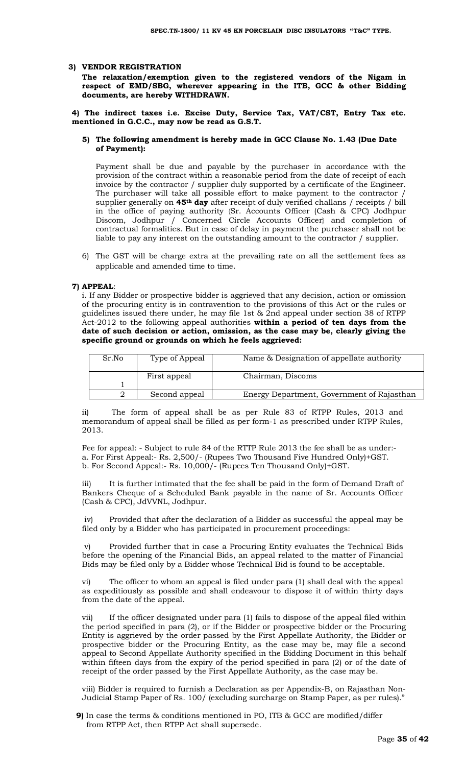**3) VENDOR REGISTRATION**

**The relaxation/exemption given to the registered vendors of the Nigam in respect of EMD/SBG, wherever appearing in the ITB, GCC & other Bidding documents, are hereby WITHDRAWN.**

**4) The indirect taxes i.e. Excise Duty, Service Tax, VAT/CST, Entry Tax etc. mentioned in G.C.C., may now be read as G.S.T.**

**5) The following amendment is hereby made in GCC Clause No. 1.43 (Due Date of Payment):**

Payment shall be due and payable by the purchaser in accordance with the provision of the contract within a reasonable period from the date of receipt of each invoice by the contractor / supplier duly supported by a certificate of the Engineer. The purchaser will take all possible effort to make payment to the contractor / supplier generally on **45th day** after receipt of duly verified challans / receipts / bill in the office of paying authority {Sr. Accounts Officer (Cash & CPC) Jodhpur Discom, Jodhpur / Concerned Circle Accounts Officer} and completion of contractual formalities. But in case of delay in payment the purchaser shall not be liable to pay any interest on the outstanding amount to the contractor / supplier.

6) The GST will be charge extra at the prevailing rate on all the settlement fees as applicable and amended time to time.

**7) APPEAL**:

i. If any Bidder or prospective bidder is aggrieved that any decision, action or omission of the procuring entity is in contravention to the provisions of this Act or the rules or guidelines issued there under, he may file 1st & 2nd appeal under section 38 of RTPP Act-2012 to the following appeal authorities **within a period of ten days from the date of such decision or action, omission, as the case may be, clearly giving the specific ground or grounds on which he feels aggrieved:**

| Sr.No | Type of Appeal | Name & Designation of appellate authority |
|---|---|---|
| 1 | First appeal | Chairman, Discoms |
| 2 | Second appeal | Energy Department, Government of Rajasthan |

ii) The form of appeal shall be as per Rule 83 of RTPP Rules, 2013 and memorandum of appeal shall be filled as per form-1 as prescribed under RTPP Rules, 2013.

Fee for appeal: - Subject to rule 84 of the RTTP Rule 2013 the fee shall be as under:-
a. For First Appeal:- Rs. 2,500/- (Rupees Two Thousand Five Hundred Only)+GST.
b. For Second Appeal:- Rs. 10,000/- (Rupees Ten Thousand Only)+GST.

iii) It is further intimated that the fee shall be paid in the form of Demand Draft of Bankers Cheque of a Scheduled Bank payable in the name of Sr. Accounts Officer (Cash & CPC), JdVVNL, Jodhpur.

iv) Provided that after the declaration of a Bidder as successful the appeal may be filed only by a Bidder who has participated in procurement proceedings:

v) Provided further that in case a Procuring Entity evaluates the Technical Bids before the opening of the Financial Bids, an appeal related to the matter of Financial Bids may be filed only by a Bidder whose Technical Bid is found to be acceptable.

vi) The officer to whom an appeal is filed under para (1) shall deal with the appeal as expeditiously as possible and shall endeavour to dispose it of within thirty days from the date of the appeal.

vii) If the officer designated under para (1) fails to dispose of the appeal filed within the period specified in para (2), or if the Bidder or prospective bidder or the Procuring Entity is aggrieved by the order passed by the First Appellate Authority, the Bidder or prospective bidder or the Procuring Entity, as the case may be, may file a second appeal to Second Appellate Authority specified in the Bidding Document in this behalf within fifteen days from the expiry of the period specified in para (2) or of the date of receipt of the order passed by the First Appellate Authority, as the case may be.

viii) Bidder is required to furnish a Declaration as per Appendix-B, on Rajasthan Non-Judicial Stamp Paper of Rs. 100/ (excluding surcharge on Stamp Paper, as per rules)."

**9)** In case the terms & conditions mentioned in PO, ITB & GCC are modified/differ from RTPP Act, then RTPP Act shall supersede.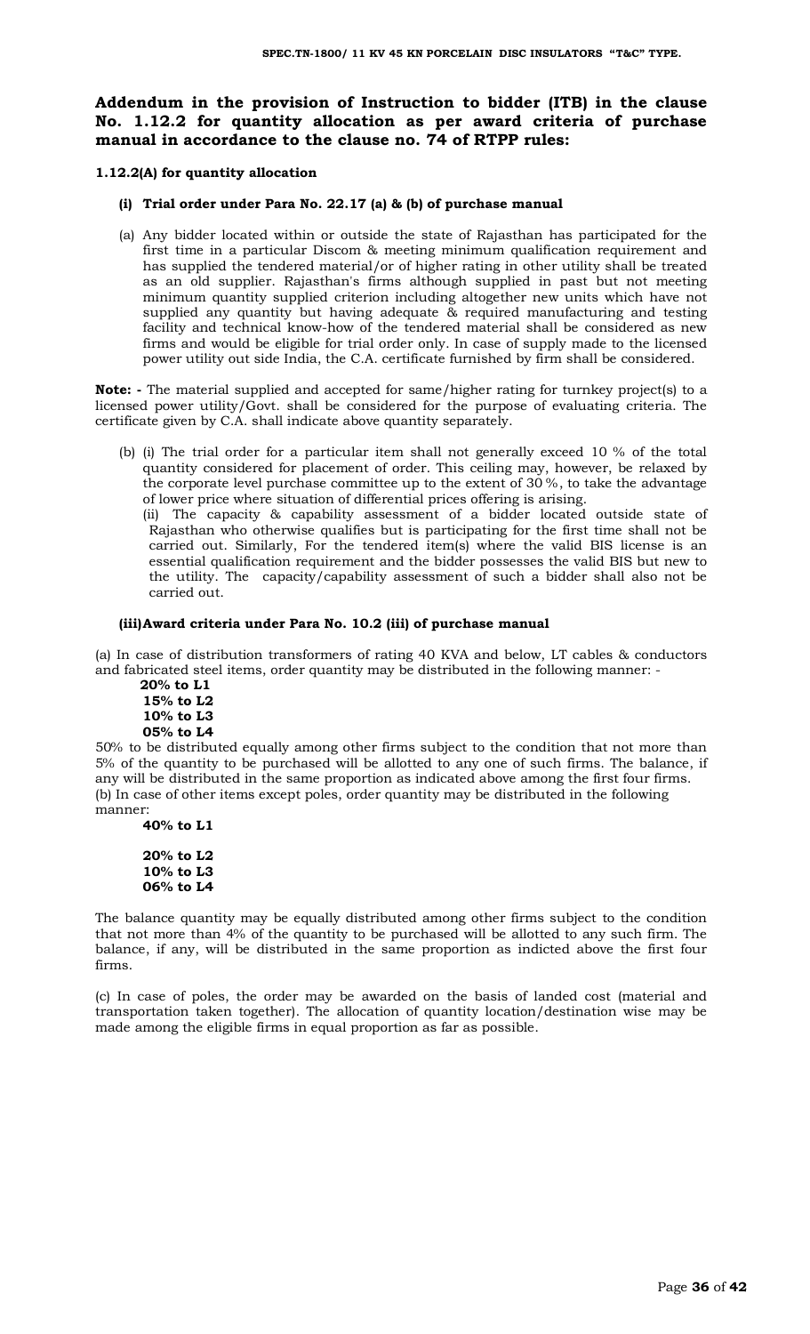## Addendum in the provision of Instruction to bidder (ITB) in the clause No. 1.12.2 for quantity allocation as per award criteria of purchase manual in accordance to the clause no. 74 of RTPP rules:

**1.12.2(A) for quantity allocation**

**(i) Trial order under Para No. 22.17 (a) & (b) of purchase manual**

(a) Any bidder located within or outside the state of Rajasthan has participated for the first time in a particular Discom & meeting minimum qualification requirement and has supplied the tendered material/or of higher rating in other utility shall be treated as an old supplier. Rajasthan's firms although supplied in past but not meeting minimum quantity supplied criterion including altogether new units which have not supplied any quantity but having adequate & required manufacturing and testing facility and technical know-how of the tendered material shall be considered as new firms and would be eligible for trial order only. In case of supply made to the licensed power utility out side India, the C.A. certificate furnished by firm shall be considered.

**Note: -** The material supplied and accepted for same/higher rating for turnkey project(s) to a licensed power utility/Govt. shall be considered for the purpose of evaluating criteria. The certificate given by C.A. shall indicate above quantity separately.

(b) (i) The trial order for a particular item shall not generally exceed 10 % of the total quantity considered for placement of order. This ceiling may, however, be relaxed by the corporate level purchase committee up to the extent of 30 %, to take the advantage of lower price where situation of differential prices offering is arising.

(ii) The capacity & capability assessment of a bidder located outside state of Rajasthan who otherwise qualifies but is participating for the first time shall not be carried out. Similarly, For the tendered item(s) where the valid BIS license is an essential qualification requirement and the bidder possesses the valid BIS but new to the utility. The capacity/capability assessment of such a bidder shall also not be carried out.

**(iii)Award criteria under Para No. 10.2 (iii) of purchase manual**

(a) In case of distribution transformers of rating 40 KVA and below, LT cables & conductors and fabricated steel items, order quantity may be distributed in the following manner: -

**20% to L1**
**15% to L2**
**10% to L3**
**05% to L4**

50% to be distributed equally among other firms subject to the condition that not more than 5% of the quantity to be purchased will be allotted to any one of such firms. The balance, if any will be distributed in the same proportion as indicated above among the first four firms.

(b) In case of other items except poles, order quantity may be distributed in the following manner:

**40% to L1**

**20% to L2**
**10% to L3**
**06% to L4**

The balance quantity may be equally distributed among other firms subject to the condition that not more than 4% of the quantity to be purchased will be allotted to any such firm. The balance, if any, will be distributed in the same proportion as indicted above the first four firms.

(c) In case of poles, the order may be awarded on the basis of landed cost (material and transportation taken together). The allocation of quantity location/destination wise may be made among the eligible firms in equal proportion as far as possible.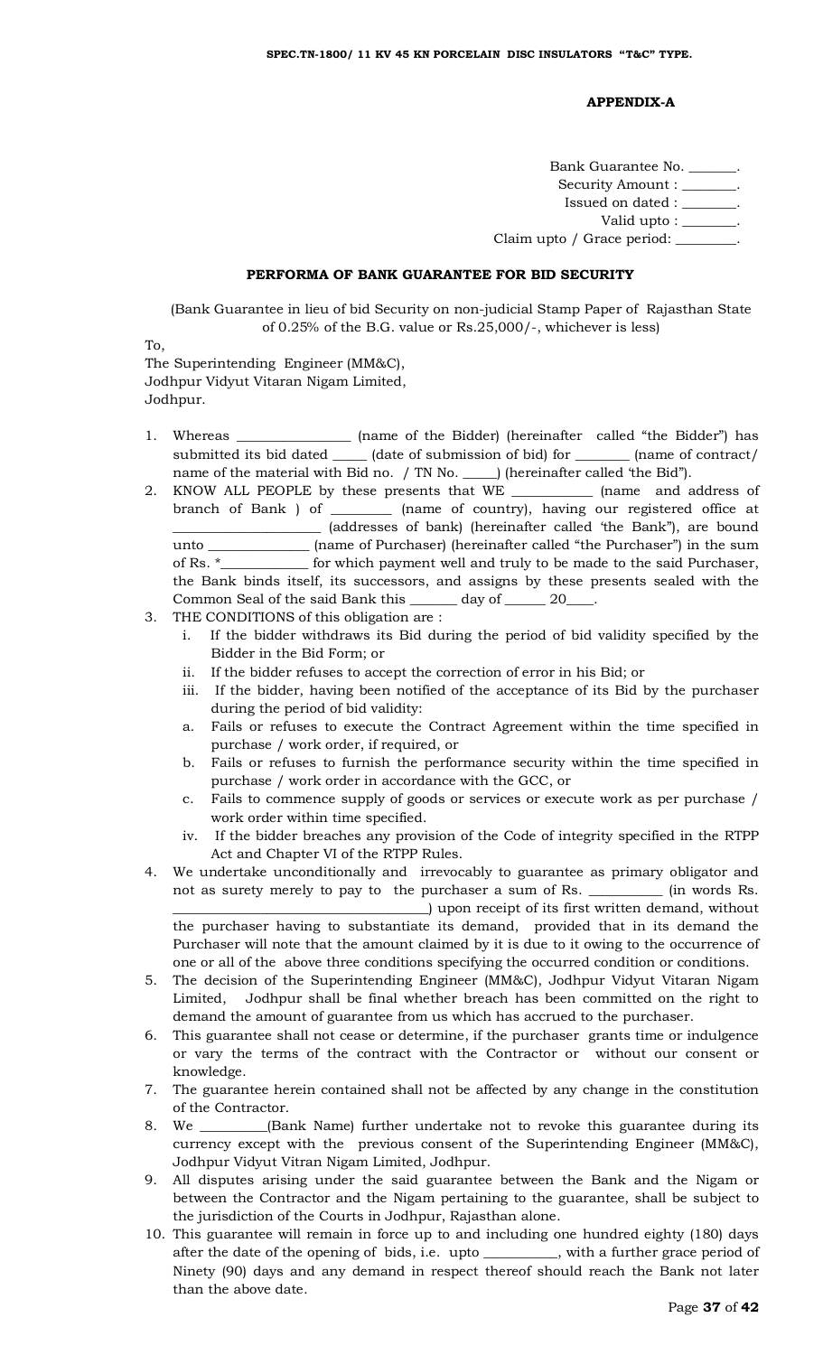**APPENDIX-A**

Bank Guarantee No. _______.
Security Amount : ________.
Issued on dated : ________.
Valid upto : ________.
Claim upto / Grace period: _________.

**PERFORMA OF BANK GUARANTEE FOR BID SECURITY**

(Bank Guarantee in lieu of bid Security on non-judicial Stamp Paper of Rajasthan State of 0.25% of the B.G. value or Rs.25,000/-, whichever is less)

To,
The Superintending Engineer (MM&C),
Jodhpur Vidyut Vitaran Nigam Limited,
Jodhpur.

1. Whereas ________________ (name of the Bidder) (hereinafter called "the Bidder") has submitted its bid dated _____ (date of submission of bid) for ________ (name of contract/ name of the material with Bid no. / TN No. _____) (hereinafter called 'the Bid").
2. KNOW ALL PEOPLE by these presents that WE ____________ (name and address of branch of Bank ) of _________ (name of country), having our registered office at _____________________ (addresses of bank) (hereinafter called 'the Bank"), are bound unto ______________ (name of Purchaser) (hereinafter called "the Purchaser") in the sum of Rs. *____________ for which payment well and truly to be made to the said Purchaser, the Bank binds itself, its successors, and assigns by these presents sealed with the Common Seal of the said Bank this _______ day of ______ 20____.
3. THE CONDITIONS of this obligation are :
   i. If the bidder withdraws its Bid during the period of bid validity specified by the Bidder in the Bid Form; or
   ii. If the bidder refuses to accept the correction of error in his Bid; or
   iii. If the bidder, having been notified of the acceptance of its Bid by the purchaser during the period of bid validity:
   a. Fails or refuses to execute the Contract Agreement within the time specified in purchase / work order, if required, or
   b. Fails or refuses to furnish the performance security within the time specified in purchase / work order in accordance with the GCC, or
   c. Fails to commence supply of goods or services or execute work as per purchase / work order within time specified.
   iv. If the bidder breaches any provision of the Code of integrity specified in the RTPP Act and Chapter VI of the RTPP Rules.
4. We undertake unconditionally and irrevocably to guarantee as primary obligator and not as surety merely to pay to the purchaser a sum of Rs. ___________ (in words Rs. ______________________________________) upon receipt of its first written demand, without the purchaser having to substantiate its demand, provided that in its demand the Purchaser will note that the amount claimed by it is due to it owing to the occurrence of one or all of the above three conditions specifying the occurred condition or conditions.
5. The decision of the Superintending Engineer (MM&C), Jodhpur Vidyut Vitaran Nigam Limited, Jodhpur shall be final whether breach has been committed on the right to demand the amount of guarantee from us which has accrued to the purchaser.
6. This guarantee shall not cease or determine, if the purchaser grants time or indulgence or vary the terms of the contract with the Contractor or without our consent or knowledge.
7. The guarantee herein contained shall not be affected by any change in the constitution of the Contractor.
8. We __________(Bank Name) further undertake not to revoke this guarantee during its currency except with the previous consent of the Superintending Engineer (MM&C), Jodhpur Vidyut Vitran Nigam Limited, Jodhpur.
9. All disputes arising under the said guarantee between the Bank and the Nigam or between the Contractor and the Nigam pertaining to the guarantee, shall be subject to the jurisdiction of the Courts in Jodhpur, Rajasthan alone.
10. This guarantee will remain in force up to and including one hundred eighty (180) days after the date of the opening of bids, i.e. upto ___________, with a further grace period of Ninety (90) days and any demand in respect thereof should reach the Bank not later than the above date.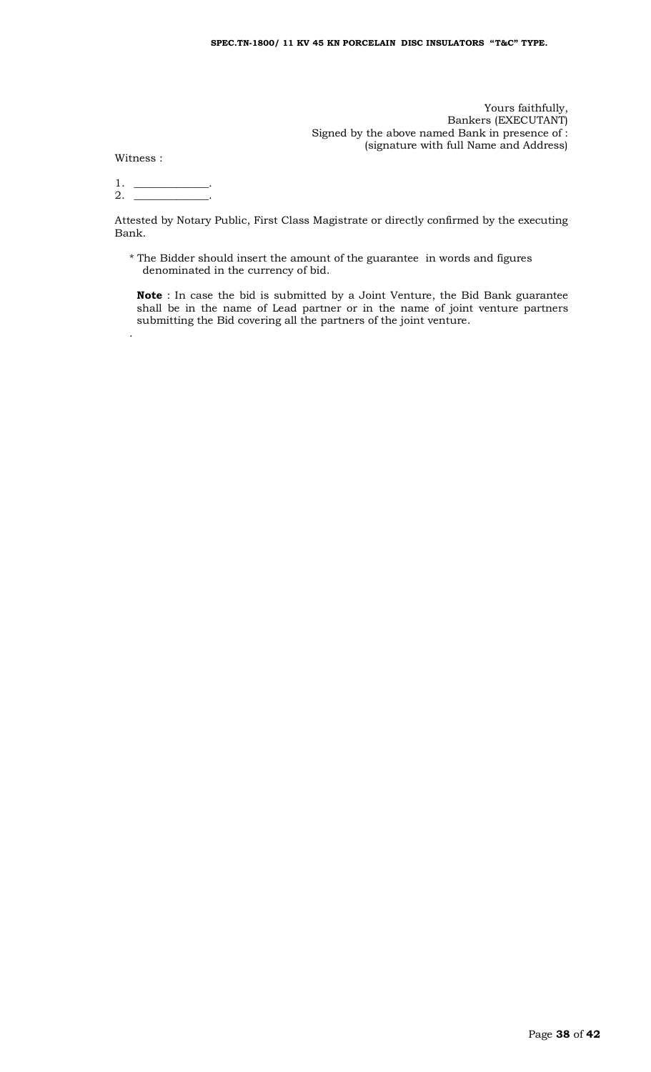Yours faithfully,
Bankers (EXECUTANT)
Signed by the above named Bank in presence of :
(signature with full Name and Address)

Witness :

1. _____________.
2. _____________.

Attested by Notary Public, First Class Magistrate or directly confirmed by the executing Bank.

* The Bidder should insert the amount of the guarantee in words and figures denominated in the currency of bid.

**Note** : In case the bid is submitted by a Joint Venture, the Bid Bank guarantee shall be in the name of Lead partner or in the name of joint venture partners submitting the Bid covering all the partners of the joint venture.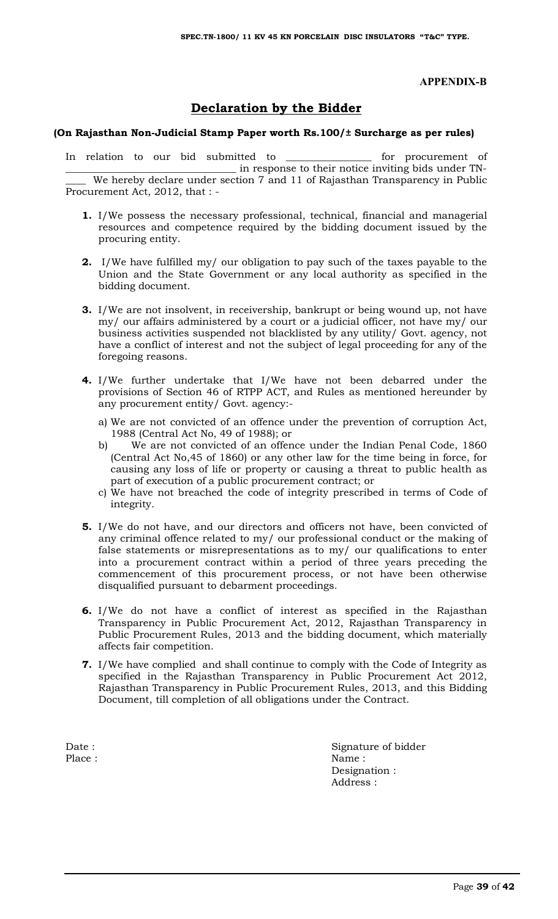**APPENDIX-B**

## Declaration by the Bidder

**(On Rajasthan Non-Judicial Stamp Paper worth Rs.100/± Surcharge as per rules)**

In relation to our bid submitted to ________________ for procurement of ________________________________ in response to their notice inviting bids under TN-____ We hereby declare under section 7 and 11 of Rajasthan Transparency in Public Procurement Act, 2012, that : -

1. I/We possess the necessary professional, technical, financial and managerial resources and competence required by the bidding document issued by the procuring entity.

2. I/We have fulfilled my/ our obligation to pay such of the taxes payable to the Union and the State Government or any local authority as specified in the bidding document.

3. I/We are not insolvent, in receivership, bankrupt or being wound up, not have my/ our affairs administered by a court or a judicial officer, not have my/ our business activities suspended not blacklisted by any utility/ Govt. agency, not have a conflict of interest and not the subject of legal proceeding for any of the foregoing reasons.

4. I/We further undertake that I/We have not been debarred under the provisions of Section 46 of RTPP ACT, and Rules as mentioned hereunder by any procurement entity/ Govt. agency:-

   a) We are not convicted of an offence under the prevention of corruption Act, 1988 (Central Act No, 49 of 1988); or
   b) We are not convicted of an offence under the Indian Penal Code, 1860 (Central Act No,45 of 1860) or any other law for the time being in force, for causing any loss of life or property or causing a threat to public health as part of execution of a public procurement contract; or
   c) We have not breached the code of integrity prescribed in terms of Code of integrity.

5. I/We do not have, and our directors and officers not have, been convicted of any criminal offence related to my/ our professional conduct or the making of false statements or misrepresentations as to my/ our qualifications to enter into a procurement contract within a period of three years preceding the commencement of this procurement process, or not have been otherwise disqualified pursuant to debarment proceedings.

6. I/We do not have a conflict of interest as specified in the Rajasthan Transparency in Public Procurement Act, 2012, Rajasthan Transparency in Public Procurement Rules, 2013 and the bidding document, which materially affects fair competition.

7. I/We have complied and shall continue to comply with the Code of Integrity as specified in the Rajasthan Transparency in Public Procurement Act 2012, Rajasthan Transparency in Public Procurement Rules, 2013, and this Bidding Document, till completion of all obligations under the Contract.

Date :
Place :

Signature of bidder
Name :
Designation :
Address :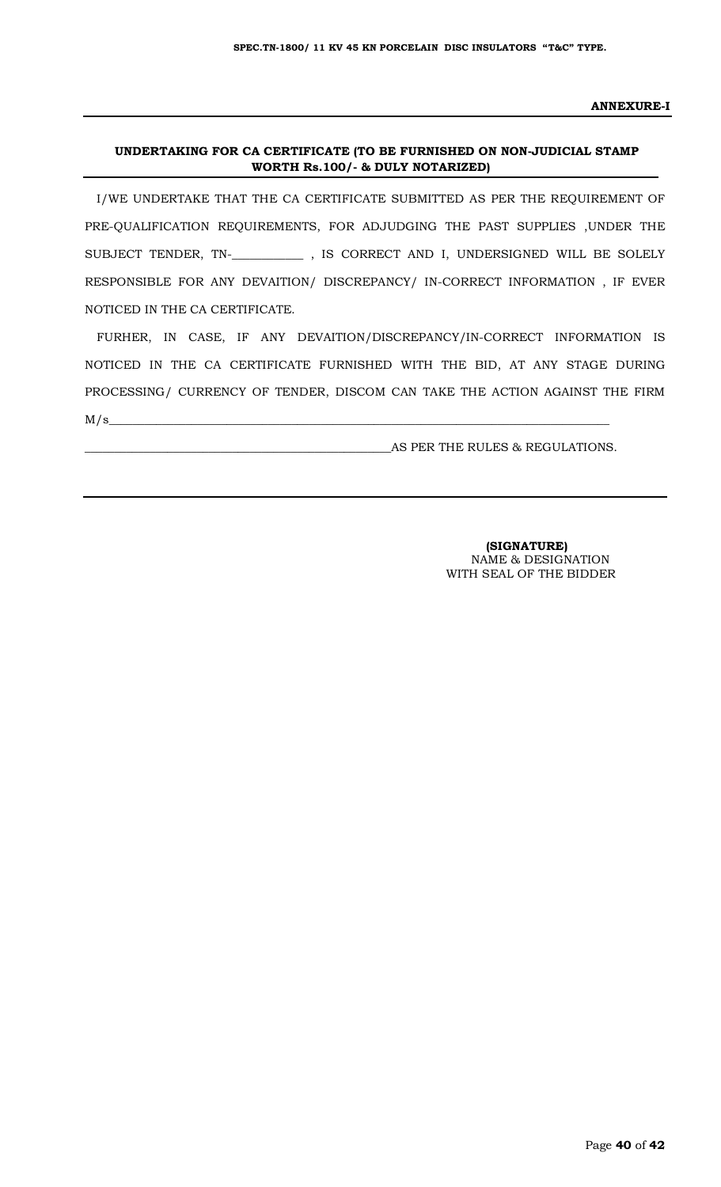**ANNEXURE-I**

**UNDERTAKING FOR CA CERTIFICATE (TO BE FURNISHED ON NON-JUDICIAL STAMP WORTH Rs.100/- & DULY NOTARIZED)**

I/WE UNDERTAKE THAT THE CA CERTIFICATE SUBMITTED AS PER THE REQUIREMENT OF PRE-QUALIFICATION REQUIREMENTS, FOR ADJUDGING THE PAST SUPPLIES ,UNDER THE SUBJECT TENDER, TN-___________ , IS CORRECT AND I, UNDERSIGNED WILL BE SOLELY RESPONSIBLE FOR ANY DEVAITION/ DISCREPANCY/ IN-CORRECT INFORMATION , IF EVER NOTICED IN THE CA CERTIFICATE.

FURHER, IN CASE, IF ANY DEVAITION/DISCREPANCY/IN-CORRECT INFORMATION IS NOTICED IN THE CA CERTIFICATE FURNISHED WITH THE BID, AT ANY STAGE DURING PROCESSING/ CURRENCY OF TENDER, DISCOM CAN TAKE THE ACTION AGAINST THE FIRM M/s_______________________________________________________________________________

__________________________________________________AS PER THE RULES & REGULATIONS.

---

**(SIGNATURE)**
NAME & DESIGNATION
WITH SEAL OF THE BIDDER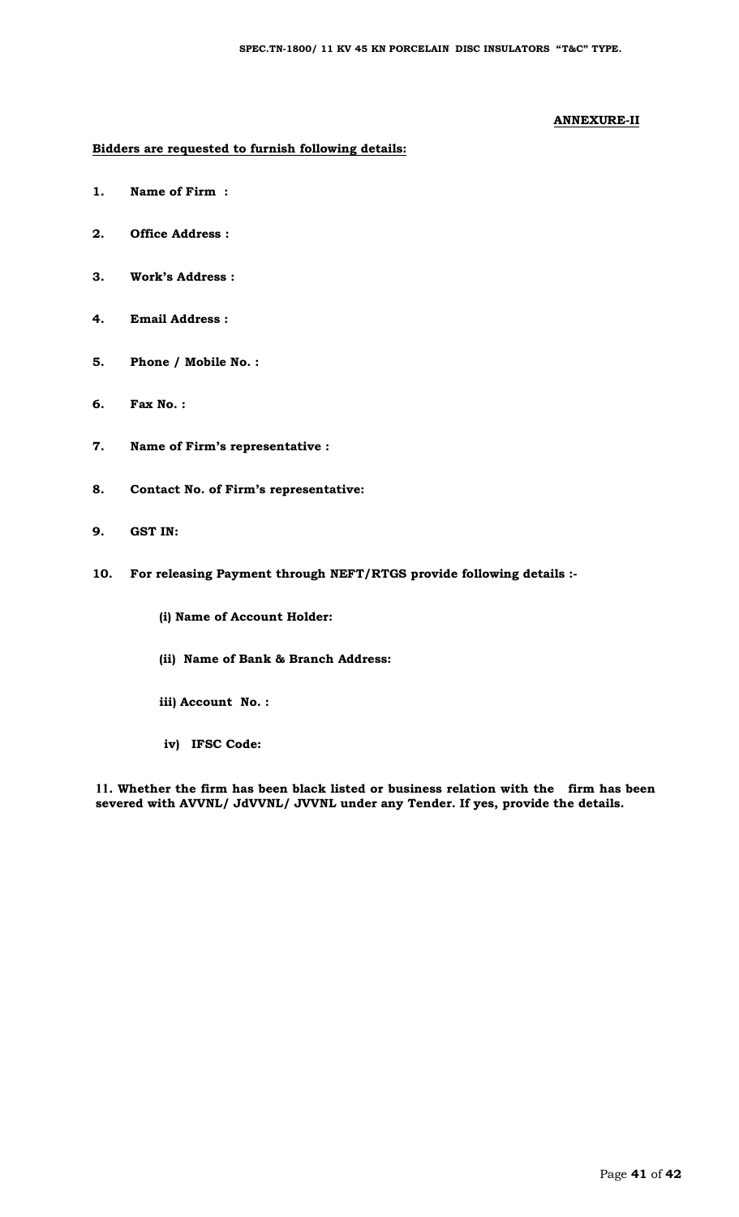**ANNEXURE-II**

**Bidders are requested to furnish following details:**

**1. Name of Firm :**

**2. Office Address :**

**3. Work's Address :**

**4. Email Address :**

**5. Phone / Mobile No. :**

**6. Fax No. :**

**7. Name of Firm's representative :**

**8. Contact No. of Firm's representative:**

**9. GST IN:**

**10. For releasing Payment through NEFT/RTGS provide following details :-**

**(i) Name of Account Holder:**

**(ii) Name of Bank & Branch Address:**

**iii) Account No. :**

**iv) IFSC Code:**

**11. Whether the firm has been black listed or business relation with the firm has been severed with AVVNL/ JdVVNL/ JVVNL under any Tender. If yes, provide the details.**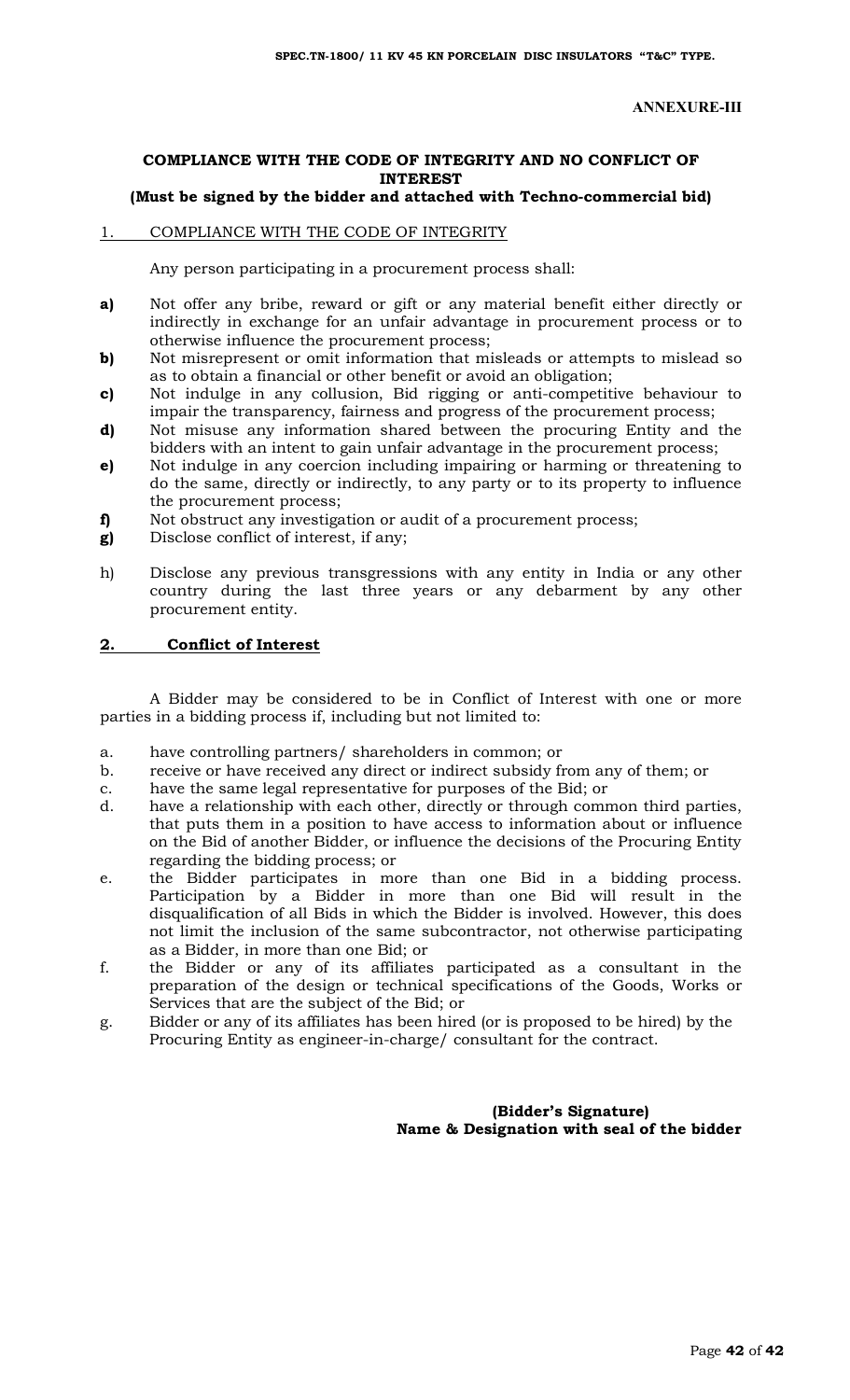**ANNEXURE-III**

## COMPLIANCE WITH THE CODE OF INTEGRITY AND NO CONFLICT OF INTEREST

**(Must be signed by the bidder and attached with Techno-commercial bid)**

### 1. COMPLIANCE WITH THE CODE OF INTEGRITY

Any person participating in a procurement process shall:

**a)** Not offer any bribe, reward or gift or any material benefit either directly or indirectly in exchange for an unfair advantage in procurement process or to otherwise influence the procurement process;

**b)** Not misrepresent or omit information that misleads or attempts to mislead so as to obtain a financial or other benefit or avoid an obligation;

**c)** Not indulge in any collusion, Bid rigging or anti-competitive behaviour to impair the transparency, fairness and progress of the procurement process;

**d)** Not misuse any information shared between the procuring Entity and the bidders with an intent to gain unfair advantage in the procurement process;

**e)** Not indulge in any coercion including impairing or harming or threatening to do the same, directly or indirectly, to any party or to its property to influence the procurement process;

**f)** Not obstruct any investigation or audit of a procurement process;

**g)** Disclose conflict of interest, if any;

h) Disclose any previous transgressions with any entity in India or any other country during the last three years or any debarment by any other procurement entity.

### 2. Conflict of Interest

A Bidder may be considered to be in Conflict of Interest with one or more parties in a bidding process if, including but not limited to:

a. have controlling partners/ shareholders in common; or

b. receive or have received any direct or indirect subsidy from any of them; or

c. have the same legal representative for purposes of the Bid; or

d. have a relationship with each other, directly or through common third parties, that puts them in a position to have access to information about or influence on the Bid of another Bidder, or influence the decisions of the Procuring Entity regarding the bidding process; or

e. the Bidder participates in more than one Bid in a bidding process. Participation by a Bidder in more than one Bid will result in the disqualification of all Bids in which the Bidder is involved. However, this does not limit the inclusion of the same subcontractor, not otherwise participating as a Bidder, in more than one Bid; or

f. the Bidder or any of its affiliates participated as a consultant in the preparation of the design or technical specifications of the Goods, Works or Services that are the subject of the Bid; or

g. Bidder or any of its affiliates has been hired (or is proposed to be hired) by the Procuring Entity as engineer-in-charge/ consultant for the contract.

**(Bidder's Signature)**
**Name & Designation with seal of the bidder**